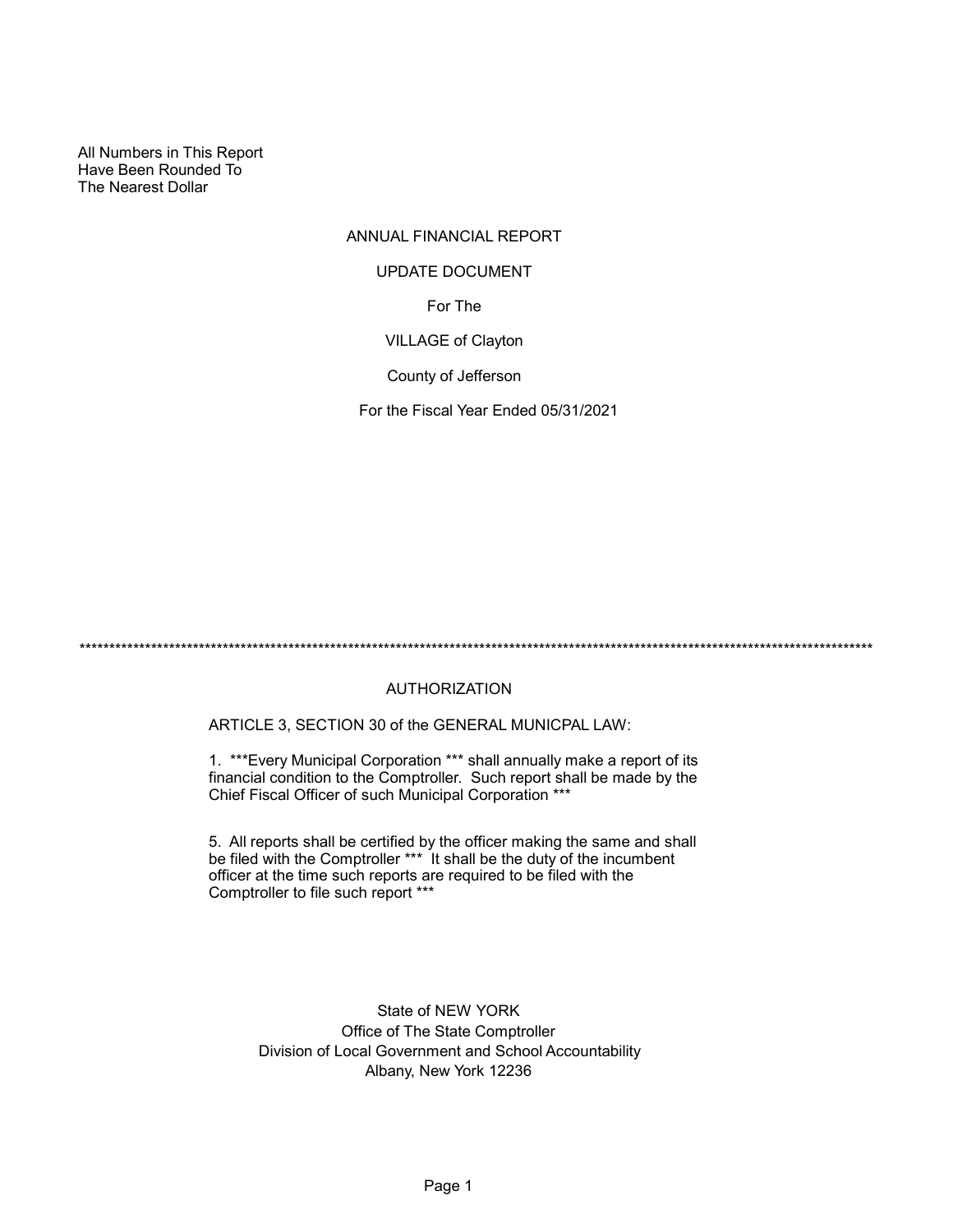All Numbers in This Report
Have Been Rounded To
The Nearest Dollar

# ANNUAL FINANCIAL REPORT

## UPDATE DOCUMENT

For The

VILLAGE of Clayton

County of Jefferson

For the Fiscal Year Ended 05/31/2021

*****************************************************************************************************************************************

## AUTHORIZATION

ARTICLE 3, SECTION 30 of the GENERAL MUNICPAL LAW:

1. ***Every Municipal Corporation *** shall annually make a report of its financial condition to the Comptroller. Such report shall be made by the Chief Fiscal Officer of such Municipal Corporation ***

5. All reports shall be certified by the officer making the same and shall be filed with the Comptroller *** It shall be the duty of the incumbent officer at the time such reports are required to be filed with the Comptroller to file such report ***

State of NEW YORK
Office of The State Comptroller
Division of Local Government and School Accountability
Albany, New York 12236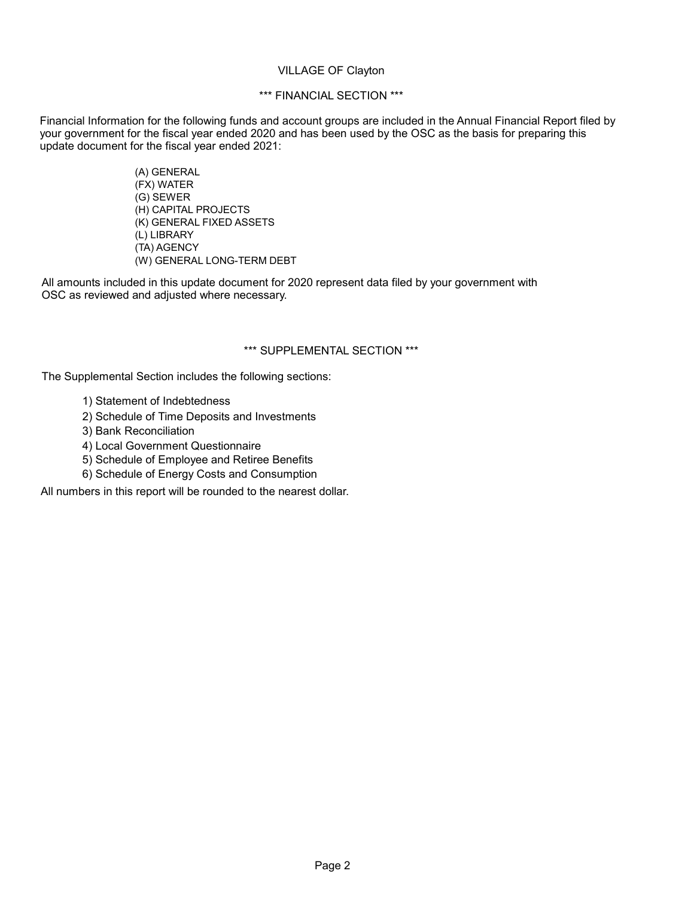VILLAGE OF Clayton

## *** FINANCIAL SECTION ***

Financial Information for the following funds and account groups are included in the Annual Financial Report filed by your government for the fiscal year ended 2020 and has been used by the OSC as the basis for preparing this update document for the fiscal year ended 2021:

- (A) GENERAL
- (FX) WATER
- (G) SEWER
- (H) CAPITAL PROJECTS
- (K) GENERAL FIXED ASSETS
- (L) LIBRARY
- (TA) AGENCY
- (W) GENERAL LONG-TERM DEBT

All amounts included in this update document for 2020 represent data filed by your government with OSC as reviewed and adjusted where necessary.

## *** SUPPLEMENTAL SECTION ***

The Supplemental Section includes the following sections:

1) Statement of Indebtedness
2) Schedule of Time Deposits and Investments
3) Bank Reconciliation
4) Local Government Questionnaire
5) Schedule of Employee and Retiree Benefits
6) Schedule of Energy Costs and Consumption

All numbers in this report will be rounded to the nearest dollar.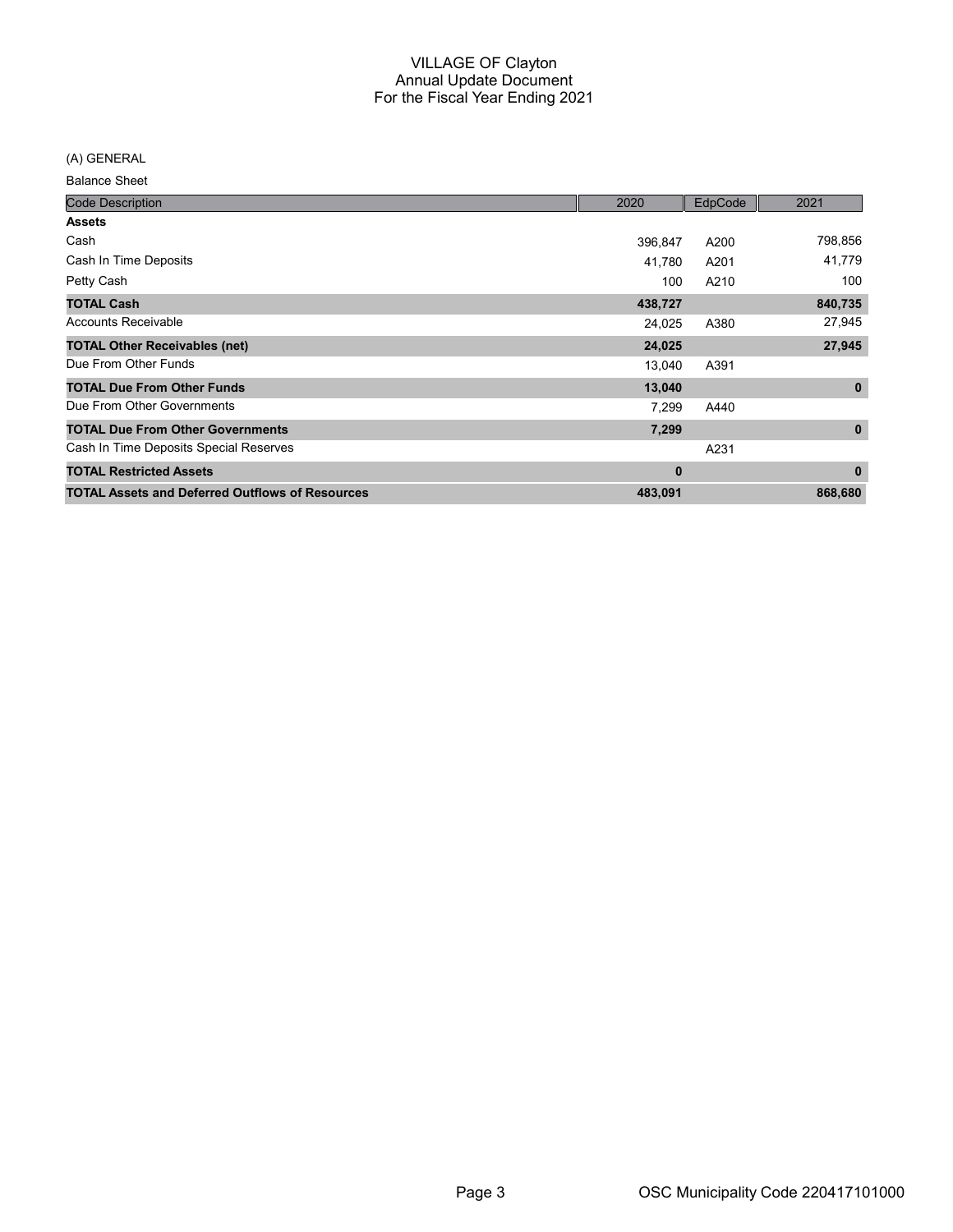# VILLAGE OF Clayton
## Annual Update Document
## For the Fiscal Year Ending 2021

(A) GENERAL

Balance Sheet

| Code Description | 2020 | EdpCode | 2021 |
|---|---|---|---|
| **Assets** | | | |
| Cash | 396,847 | A200 | 798,856 |
| Cash In Time Deposits | 41,780 | A201 | 41,779 |
| Petty Cash | 100 | A210 | 100 |
| **TOTAL Cash** | **438,727** | | **840,735** |
| Accounts Receivable | 24,025 | A380 | 27,945 |
| **TOTAL Other Receivables (net)** | **24,025** | | **27,945** |
| Due From Other Funds | 13,040 | A391 | |
| **TOTAL Due From Other Funds** | **13,040** | | **0** |
| Due From Other Governments | 7,299 | A440 | |
| **TOTAL Due From Other Governments** | **7,299** | | **0** |
| Cash In Time Deposits Special Reserves | | A231 | |
| **TOTAL Restricted Assets** | **0** | | **0** |
| **TOTAL Assets and Deferred Outflows of Resources** | **483,091** | | **868,680** |

OSC Municipality Code 220417101000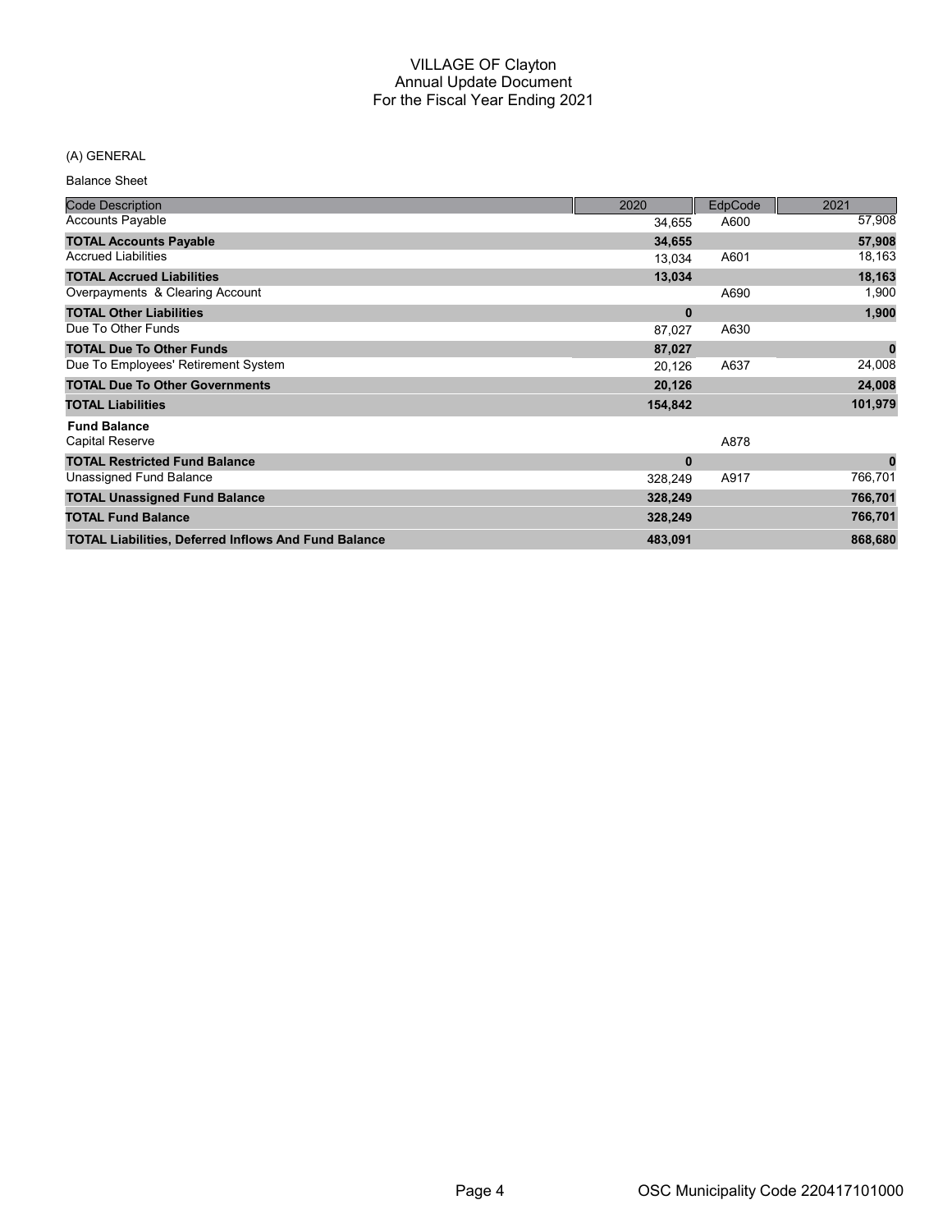# VILLAGE OF Clayton
## Annual Update Document
## For the Fiscal Year Ending 2021

(A) GENERAL

Balance Sheet

| Code Description | 2020 | EdpCode | 2021 |
|---|---|---|---|
| Accounts Payable | 34,655 | A600 | 57,908 |
| **TOTAL Accounts Payable** | **34,655** | | **57,908** |
| Accrued Liabilities | 13,034 | A601 | 18,163 |
| **TOTAL Accrued Liabilities** | **13,034** | | **18,163** |
| Overpayments & Clearing Account | | A690 | 1,900 |
| **TOTAL Other Liabilities** | **0** | | **1,900** |
| Due To Other Funds | 87,027 | A630 | |
| **TOTAL Due To Other Funds** | **87,027** | | **0** |
| Due To Employees' Retirement System | 20,126 | A637 | 24,008 |
| **TOTAL Due To Other Governments** | **20,126** | | **24,008** |
| **TOTAL Liabilities** | **154,842** | | **101,979** |
| **Fund Balance** | | | |
| Capital Reserve | | A878 | |
| **TOTAL Restricted Fund Balance** | **0** | | **0** |
| Unassigned Fund Balance | 328,249 | A917 | 766,701 |
| **TOTAL Unassigned Fund Balance** | **328,249** | | **766,701** |
| **TOTAL Fund Balance** | **328,249** | | **766,701** |
| **TOTAL Liabilities, Deferred Inflows And Fund Balance** | **483,091** | | **868,680** |

OSC Municipality Code 220417101000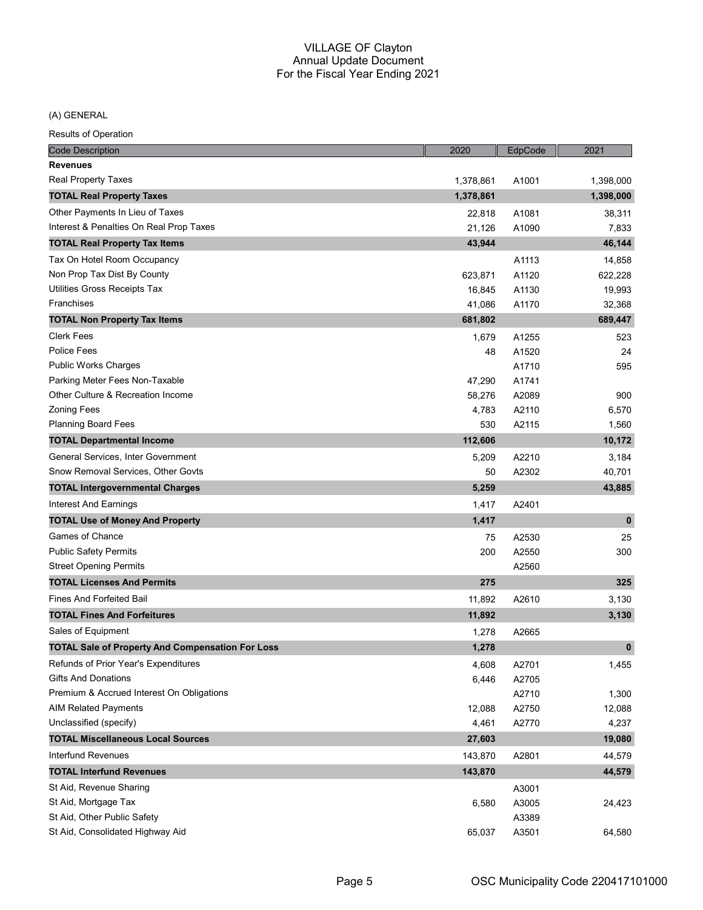# VILLAGE OF Clayton
## Annual Update Document
## For the Fiscal Year Ending 2021

(A) GENERAL

Results of Operation

| Code Description | 2020 | EdpCode | 2021 |
|---|---|---|---|
| **Revenues** | | | |
| Real Property Taxes | 1,378,861 | A1001 | 1,398,000 |
| **TOTAL Real Property Taxes** | **1,378,861** | | **1,398,000** |
| Other Payments In Lieu of Taxes | 22,818 | A1081 | 38,311 |
| Interest & Penalties On Real Prop Taxes | 21,126 | A1090 | 7,833 |
| **TOTAL Real Property Tax Items** | **43,944** | | **46,144** |
| Tax On Hotel Room Occupancy | | A1113 | 14,858 |
| Non Prop Tax Dist By County | 623,871 | A1120 | 622,228 |
| Utilities Gross Receipts Tax | 16,845 | A1130 | 19,993 |
| Franchises | 41,086 | A1170 | 32,368 |
| **TOTAL Non Property Tax Items** | **681,802** | | **689,447** |
| Clerk Fees | 1,679 | A1255 | 523 |
| Police Fees | 48 | A1520 | 24 |
| Public Works Charges | | A1710 | 595 |
| Parking Meter Fees Non-Taxable | 47,290 | A1741 | |
| Other Culture & Recreation Income | 58,276 | A2089 | 900 |
| Zoning Fees | 4,783 | A2110 | 6,570 |
| Planning Board Fees | 530 | A2115 | 1,560 |
| **TOTAL Departmental Income** | **112,606** | | **10,172** |
| General Services, Inter Government | 5,209 | A2210 | 3,184 |
| Snow Removal Services, Other Govts | 50 | A2302 | 40,701 |
| **TOTAL Intergovernmental Charges** | **5,259** | | **43,885** |
| Interest And Earnings | 1,417 | A2401 | |
| **TOTAL Use of Money And Property** | **1,417** | | **0** |
| Games of Chance | 75 | A2530 | 25 |
| Public Safety Permits | 200 | A2550 | 300 |
| Street Opening Permits | | A2560 | |
| **TOTAL Licenses And Permits** | **275** | | **325** |
| Fines And Forfeited Bail | 11,892 | A2610 | 3,130 |
| **TOTAL Fines And Forfeitures** | **11,892** | | **3,130** |
| Sales of Equipment | 1,278 | A2665 | |
| **TOTAL Sale of Property And Compensation For Loss** | **1,278** | | **0** |
| Refunds of Prior Year's Expenditures | 4,608 | A2701 | 1,455 |
| Gifts And Donations | 6,446 | A2705 | |
| Premium & Accrued Interest On Obligations | | A2710 | 1,300 |
| AIM Related Payments | 12,088 | A2750 | 12,088 |
| Unclassified (specify) | 4,461 | A2770 | 4,237 |
| **TOTAL Miscellaneous Local Sources** | **27,603** | | **19,080** |
| Interfund Revenues | 143,870 | A2801 | 44,579 |
| **TOTAL Interfund Revenues** | **143,870** | | **44,579** |
| St Aid, Revenue Sharing | | A3001 | |
| St Aid, Mortgage Tax | 6,580 | A3005 | 24,423 |
| St Aid, Other Public Safety | | A3389 | |
| St Aid, Consolidated Highway Aid | 65,037 | A3501 | 64,580 |

OSC Municipality Code 220417101000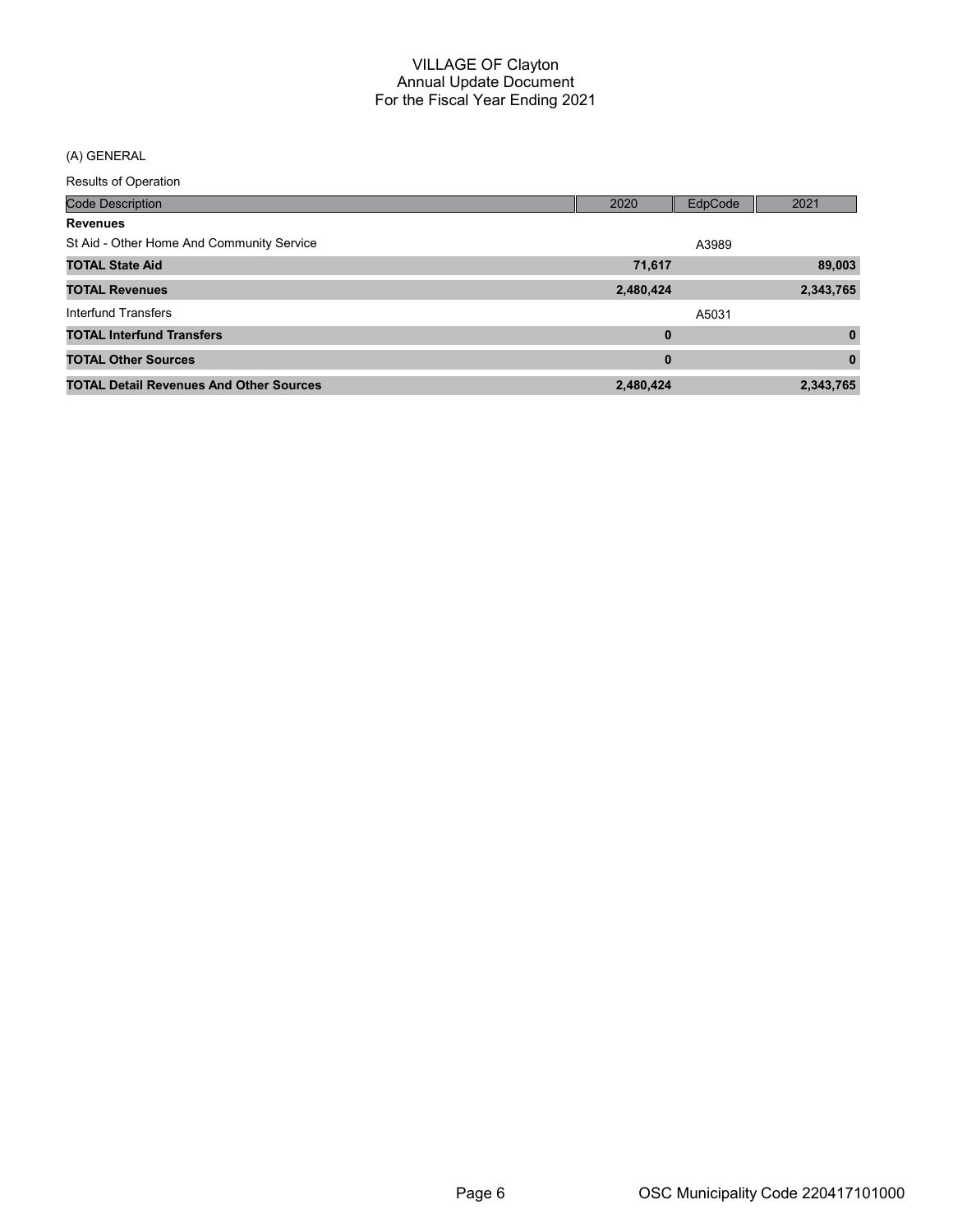# VILLAGE OF Clayton
## Annual Update Document
## For the Fiscal Year Ending 2021

(A) GENERAL

Results of Operation

| Code Description | 2020 | EdpCode | 2021 |
|---|---|---|---|
| **Revenues** | | | |
| St Aid - Other Home And Community Service | | A3989 | |
| **TOTAL State Aid** | **71,617** | | **89,003** |
| **TOTAL Revenues** | **2,480,424** | | **2,343,765** |
| Interfund Transfers | | A5031 | |
| **TOTAL Interfund Transfers** | **0** | | **0** |
| **TOTAL Other Sources** | **0** | | **0** |
| **TOTAL Detail Revenues And Other Sources** | **2,480,424** | | **2,343,765** |

OSC Municipality Code 220417101000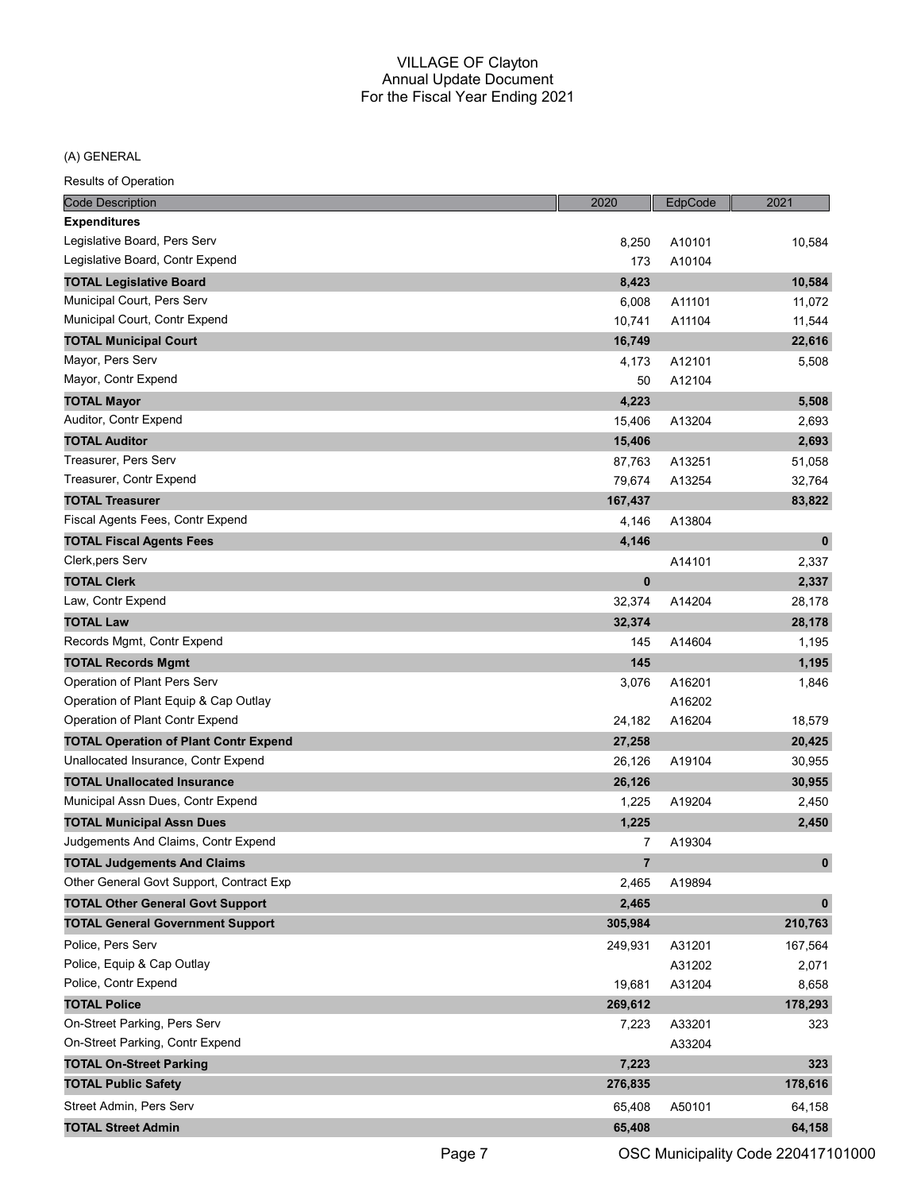VILLAGE OF Clayton
Annual Update Document
For the Fiscal Year Ending 2021

(A) GENERAL

Results of Operation

| Code Description | 2020 | EdpCode | 2021 |
|---|---|---|---|
| **Expenditures** | | | |
| Legislative Board, Pers Serv | 8,250 | A10101 | 10,584 |
| Legislative Board, Contr Expend | 173 | A10104 | |
| **TOTAL Legislative Board** | **8,423** | | **10,584** |
| Municipal Court, Pers Serv | 6,008 | A11101 | 11,072 |
| Municipal Court, Contr Expend | 10,741 | A11104 | 11,544 |
| **TOTAL Municipal Court** | **16,749** | | **22,616** |
| Mayor, Pers Serv | 4,173 | A12101 | 5,508 |
| Mayor, Contr Expend | 50 | A12104 | |
| **TOTAL Mayor** | **4,223** | | **5,508** |
| Auditor, Contr Expend | 15,406 | A13204 | 2,693 |
| **TOTAL Auditor** | **15,406** | | **2,693** |
| Treasurer, Pers Serv | 87,763 | A13251 | 51,058 |
| Treasurer, Contr Expend | 79,674 | A13254 | 32,764 |
| **TOTAL Treasurer** | **167,437** | | **83,822** |
| Fiscal Agents Fees, Contr Expend | 4,146 | A13804 | |
| **TOTAL Fiscal Agents Fees** | **4,146** | | **0** |
| Clerk,pers Serv | | A14101 | 2,337 |
| **TOTAL Clerk** | **0** | | **2,337** |
| Law, Contr Expend | 32,374 | A14204 | 28,178 |
| **TOTAL Law** | **32,374** | | **28,178** |
| Records Mgmt, Contr Expend | 145 | A14604 | 1,195 |
| **TOTAL Records Mgmt** | **145** | | **1,195** |
| Operation of Plant Pers Serv | 3,076 | A16201 | 1,846 |
| Operation of Plant Equip & Cap Outlay | | A16202 | |
| Operation of Plant Contr Expend | 24,182 | A16204 | 18,579 |
| **TOTAL Operation of Plant Contr Expend** | **27,258** | | **20,425** |
| Unallocated Insurance, Contr Expend | 26,126 | A19104 | 30,955 |
| **TOTAL Unallocated Insurance** | **26,126** | | **30,955** |
| Municipal Assn Dues, Contr Expend | 1,225 | A19204 | 2,450 |
| **TOTAL Municipal Assn Dues** | **1,225** | | **2,450** |
| Judgements And Claims, Contr Expend | 7 | A19304 | |
| **TOTAL Judgements And Claims** | **7** | | **0** |
| Other General Govt Support, Contract Exp | 2,465 | A19894 | |
| **TOTAL Other General Govt Support** | **2,465** | | **0** |
| **TOTAL General Government Support** | **305,984** | | **210,763** |
| Police, Pers Serv | 249,931 | A31201 | 167,564 |
| Police, Equip & Cap Outlay | | A31202 | 2,071 |
| Police, Contr Expend | 19,681 | A31204 | 8,658 |
| **TOTAL Police** | **269,612** | | **178,293** |
| On-Street Parking, Pers Serv | 7,223 | A33201 | 323 |
| On-Street Parking, Contr Expend | | A33204 | |
| **TOTAL On-Street Parking** | **7,223** | | **323** |
| **TOTAL Public Safety** | **276,835** | | **178,616** |
| Street Admin, Pers Serv | 65,408 | A50101 | 64,158 |
| **TOTAL Street Admin** | **65,408** | | **64,158** |

OSC Municipality Code 220417101000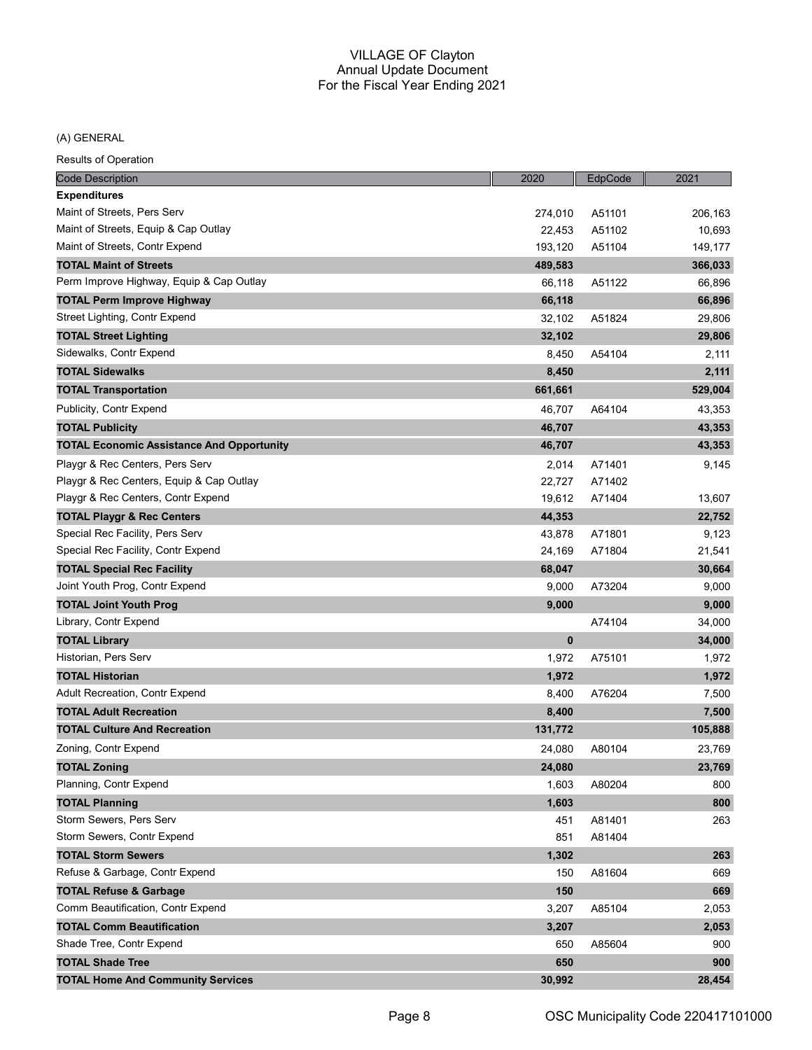# VILLAGE OF Clayton
## Annual Update Document
## For the Fiscal Year Ending 2021

(A) GENERAL

Results of Operation

| Code Description | 2020 | EdpCode | 2021 |
|---|---|---|---|
| **Expenditures** | | | |
| Maint of Streets, Pers Serv | 274,010 | A51101 | 206,163 |
| Maint of Streets, Equip & Cap Outlay | 22,453 | A51102 | 10,693 |
| Maint of Streets, Contr Expend | 193,120 | A51104 | 149,177 |
| **TOTAL Maint of Streets** | **489,583** | | **366,033** |
| Perm Improve Highway, Equip & Cap Outlay | 66,118 | A51122 | 66,896 |
| **TOTAL Perm Improve Highway** | **66,118** | | **66,896** |
| Street Lighting, Contr Expend | 32,102 | A51824 | 29,806 |
| **TOTAL Street Lighting** | **32,102** | | **29,806** |
| Sidewalks, Contr Expend | 8,450 | A54104 | 2,111 |
| **TOTAL Sidewalks** | **8,450** | | **2,111** |
| **TOTAL Transportation** | **661,661** | | **529,004** |
| Publicity, Contr Expend | 46,707 | A64104 | 43,353 |
| **TOTAL Publicity** | **46,707** | | **43,353** |
| **TOTAL Economic Assistance And Opportunity** | **46,707** | | **43,353** |
| Playgr & Rec Centers, Pers Serv | 2,014 | A71401 | 9,145 |
| Playgr & Rec Centers, Equip & Cap Outlay | 22,727 | A71402 | |
| Playgr & Rec Centers, Contr Expend | 19,612 | A71404 | 13,607 |
| **TOTAL Playgr & Rec Centers** | **44,353** | | **22,752** |
| Special Rec Facility, Pers Serv | 43,878 | A71801 | 9,123 |
| Special Rec Facility, Contr Expend | 24,169 | A71804 | 21,541 |
| **TOTAL Special Rec Facility** | **68,047** | | **30,664** |
| Joint Youth Prog, Contr Expend | 9,000 | A73204 | 9,000 |
| **TOTAL Joint Youth Prog** | **9,000** | | **9,000** |
| Library, Contr Expend | | A74104 | 34,000 |
| **TOTAL Library** | **0** | | **34,000** |
| Historian, Pers Serv | 1,972 | A75101 | 1,972 |
| **TOTAL Historian** | **1,972** | | **1,972** |
| Adult Recreation, Contr Expend | 8,400 | A76204 | 7,500 |
| **TOTAL Adult Recreation** | **8,400** | | **7,500** |
| **TOTAL Culture And Recreation** | **131,772** | | **105,888** |
| Zoning, Contr Expend | 24,080 | A80104 | 23,769 |
| **TOTAL Zoning** | **24,080** | | **23,769** |
| Planning, Contr Expend | 1,603 | A80204 | 800 |
| **TOTAL Planning** | **1,603** | | **800** |
| Storm Sewers, Pers Serv | 451 | A81401 | 263 |
| Storm Sewers, Contr Expend | 851 | A81404 | |
| **TOTAL Storm Sewers** | **1,302** | | **263** |
| Refuse & Garbage, Contr Expend | 150 | A81604 | 669 |
| **TOTAL Refuse & Garbage** | **150** | | **669** |
| Comm Beautification, Contr Expend | 3,207 | A85104 | 2,053 |
| **TOTAL Comm Beautification** | **3,207** | | **2,053** |
| Shade Tree, Contr Expend | 650 | A85604 | 900 |
| **TOTAL Shade Tree** | **650** | | **900** |
| **TOTAL Home And Community Services** | **30,992** | | **28,454** |

OSC Municipality Code 220417101000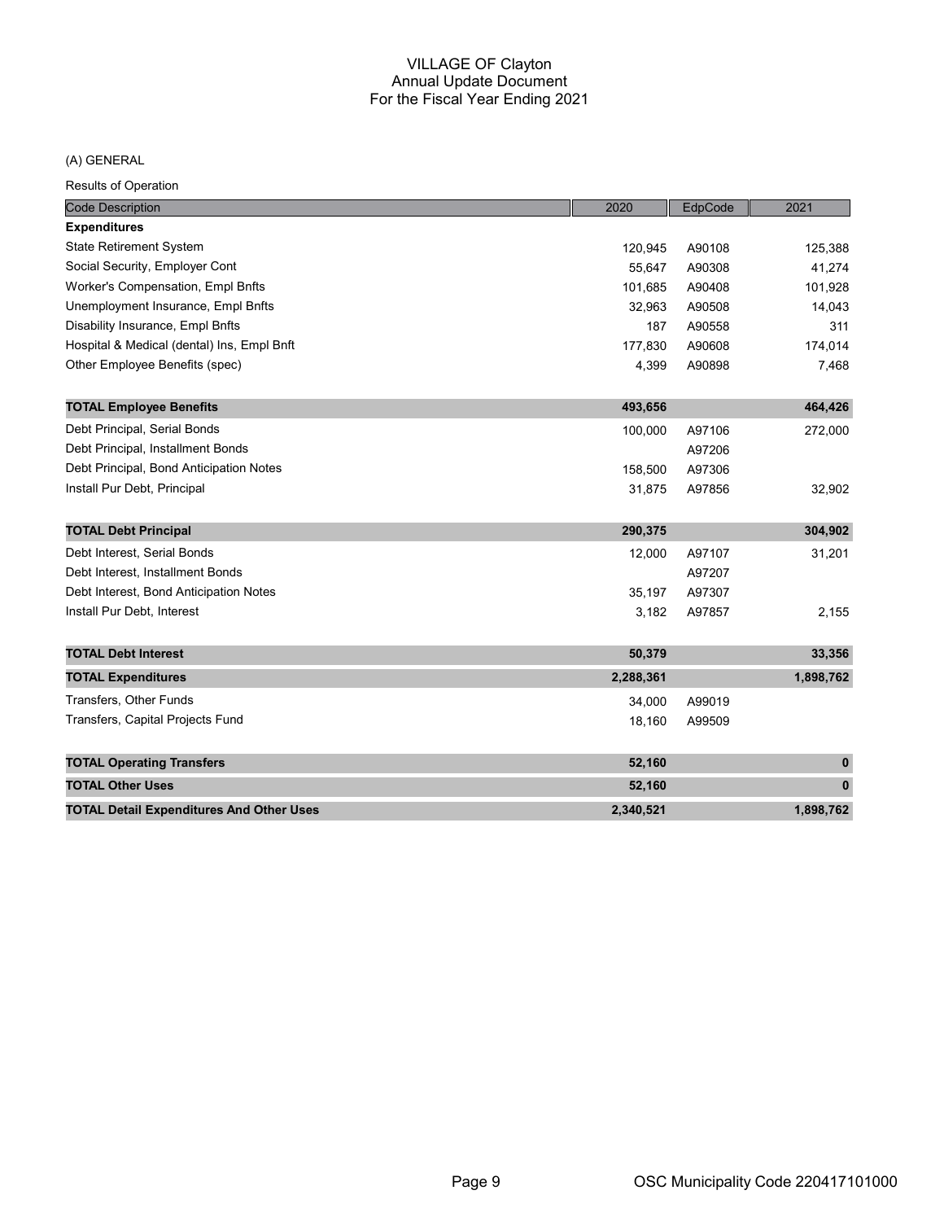# VILLAGE OF Clayton
## Annual Update Document
## For the Fiscal Year Ending 2021

(A) GENERAL

Results of Operation

| Code Description | 2020 | EdpCode | 2021 |
|---|---|---|---|
| **Expenditures** | | | |
| State Retirement System | 120,945 | A90108 | 125,388 |
| Social Security, Employer Cont | 55,647 | A90308 | 41,274 |
| Worker's Compensation, Empl Bnfts | 101,685 | A90408 | 101,928 |
| Unemployment Insurance, Empl Bnfts | 32,963 | A90508 | 14,043 |
| Disability Insurance, Empl Bnfts | 187 | A90558 | 311 |
| Hospital & Medical (dental) Ins, Empl Bnft | 177,830 | A90608 | 174,014 |
| Other Employee Benefits (spec) | 4,399 | A90898 | 7,468 |
| **TOTAL Employee Benefits** | **493,656** | | **464,426** |
| Debt Principal, Serial Bonds | 100,000 | A97106 | 272,000 |
| Debt Principal, Installment Bonds | | A97206 | |
| Debt Principal, Bond Anticipation Notes | 158,500 | A97306 | |
| Install Pur Debt, Principal | 31,875 | A97856 | 32,902 |
| **TOTAL Debt Principal** | **290,375** | | **304,902** |
| Debt Interest, Serial Bonds | 12,000 | A97107 | 31,201 |
| Debt Interest, Installment Bonds | | A97207 | |
| Debt Interest, Bond Anticipation Notes | 35,197 | A97307 | |
| Install Pur Debt, Interest | 3,182 | A97857 | 2,155 |
| **TOTAL Debt Interest** | **50,379** | | **33,356** |
| **TOTAL Expenditures** | **2,288,361** | | **1,898,762** |
| Transfers, Other Funds | 34,000 | A99019 | |
| Transfers, Capital Projects Fund | 18,160 | A99509 | |
| **TOTAL Operating Transfers** | **52,160** | | **0** |
| **TOTAL Other Uses** | **52,160** | | **0** |
| **TOTAL Detail Expenditures And Other Uses** | **2,340,521** | | **1,898,762** |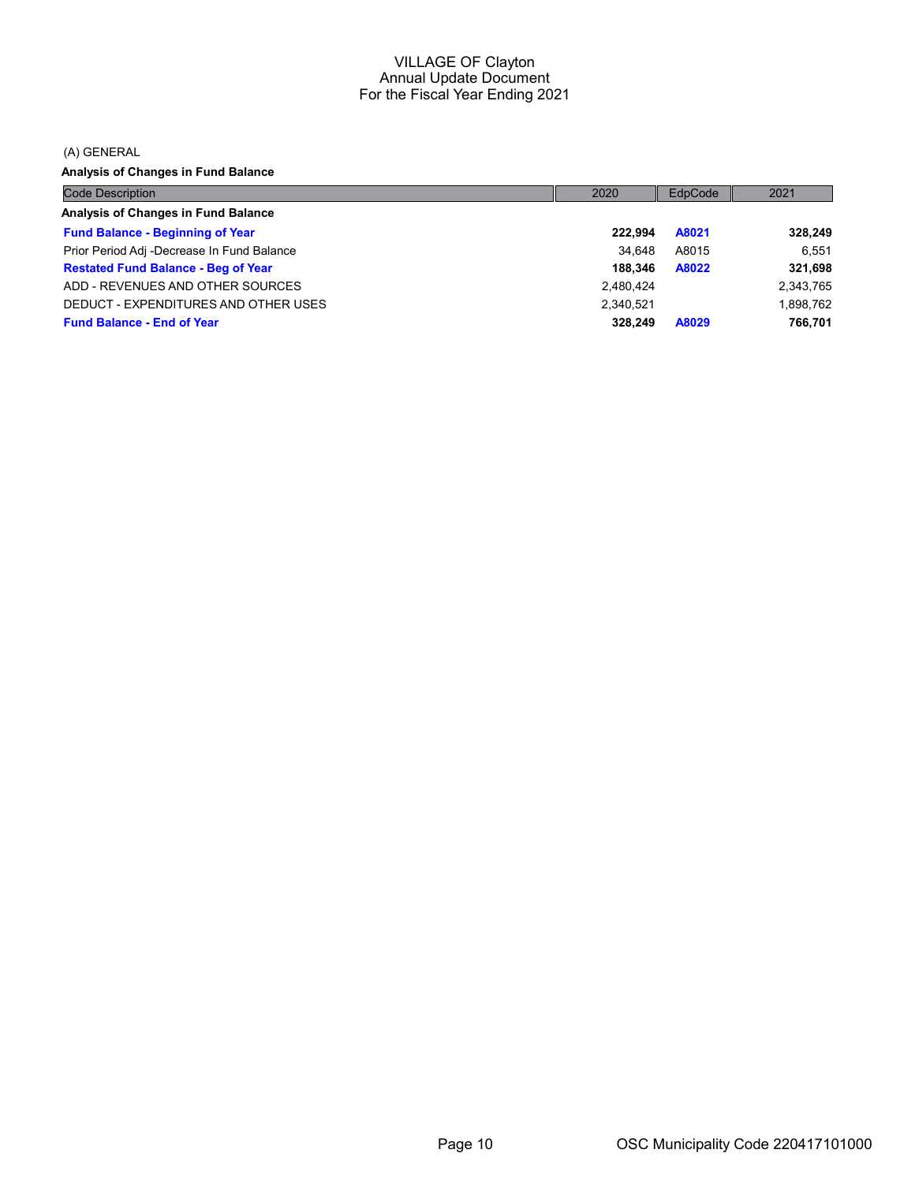VILLAGE OF Clayton
Annual Update Document
For the Fiscal Year Ending 2021

(A) GENERAL

**Analysis of Changes in Fund Balance**

| Code Description | 2020 | EdpCode | 2021 |
|---|---|---|---|
| **Analysis of Changes in Fund Balance** | | | |
| **Fund Balance - Beginning of Year** | **222,994** | **A8021** | **328,249** |
| Prior Period Adj -Decrease In Fund Balance | 34,648 | A8015 | 6,551 |
| **Restated Fund Balance - Beg of Year** | **188,346** | **A8022** | **321,698** |
| ADD - REVENUES AND OTHER SOURCES | 2,480,424 | | 2,343,765 |
| DEDUCT - EXPENDITURES AND OTHER USES | 2,340,521 | | 1,898,762 |
| **Fund Balance - End of Year** | **328,249** | **A8029** | **766,701** |

OSC Municipality Code 220417101000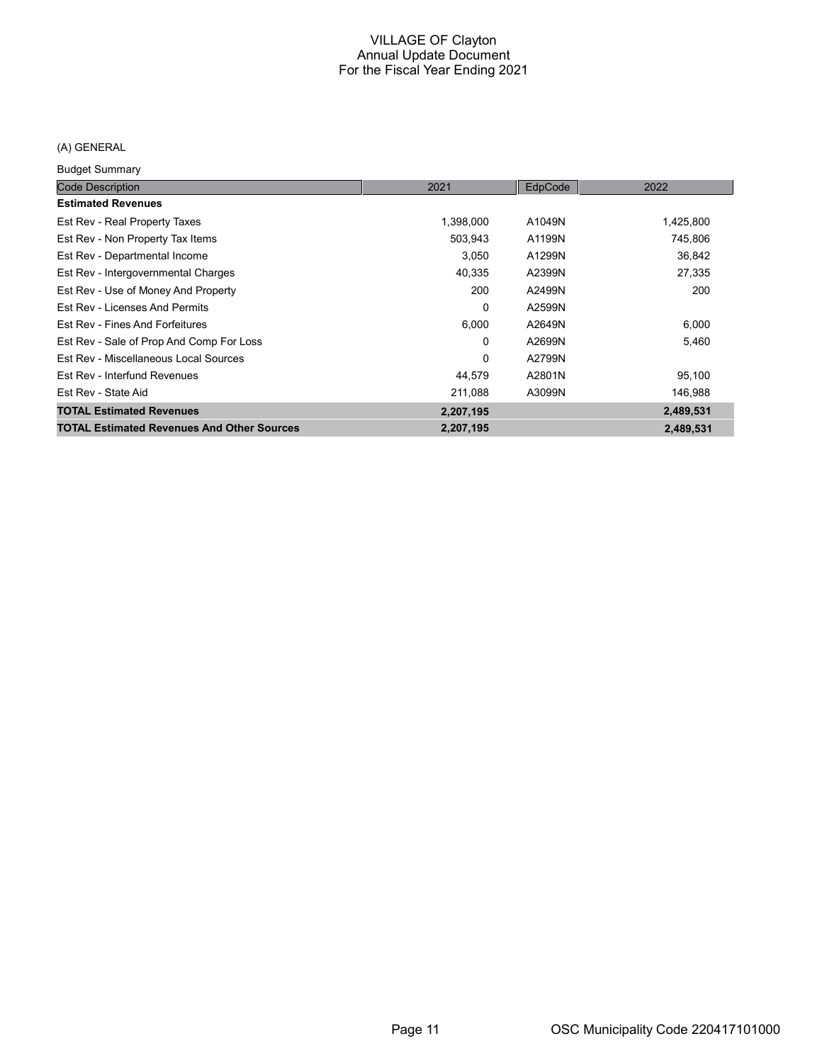# VILLAGE OF Clayton
## Annual Update Document
### For the Fiscal Year Ending 2021

(A) GENERAL

Budget Summary

| Code Description | 2021 | EdpCode | 2022 |
|---|---|---|---|
| **Estimated Revenues** | | | |
| Est Rev - Real Property Taxes | 1,398,000 | A1049N | 1,425,800 |
| Est Rev - Non Property Tax Items | 503,943 | A1199N | 745,806 |
| Est Rev - Departmental Income | 3,050 | A1299N | 36,842 |
| Est Rev - Intergovernmental Charges | 40,335 | A2399N | 27,335 |
| Est Rev - Use of Money And Property | 200 | A2499N | 200 |
| Est Rev - Licenses And Permits | 0 | A2599N | |
| Est Rev - Fines And Forfeitures | 6,000 | A2649N | 6,000 |
| Est Rev - Sale of Prop And Comp For Loss | 0 | A2699N | 5,460 |
| Est Rev - Miscellaneous Local Sources | 0 | A2799N | |
| Est Rev - Interfund Revenues | 44,579 | A2801N | 95,100 |
| Est Rev - State Aid | 211,088 | A3099N | 146,988 |
| **TOTAL Estimated Revenues** | **2,207,195** | | **2,489,531** |
| **TOTAL Estimated Revenues And Other Sources** | **2,207,195** | | **2,489,531** |

OSC Municipality Code 220417101000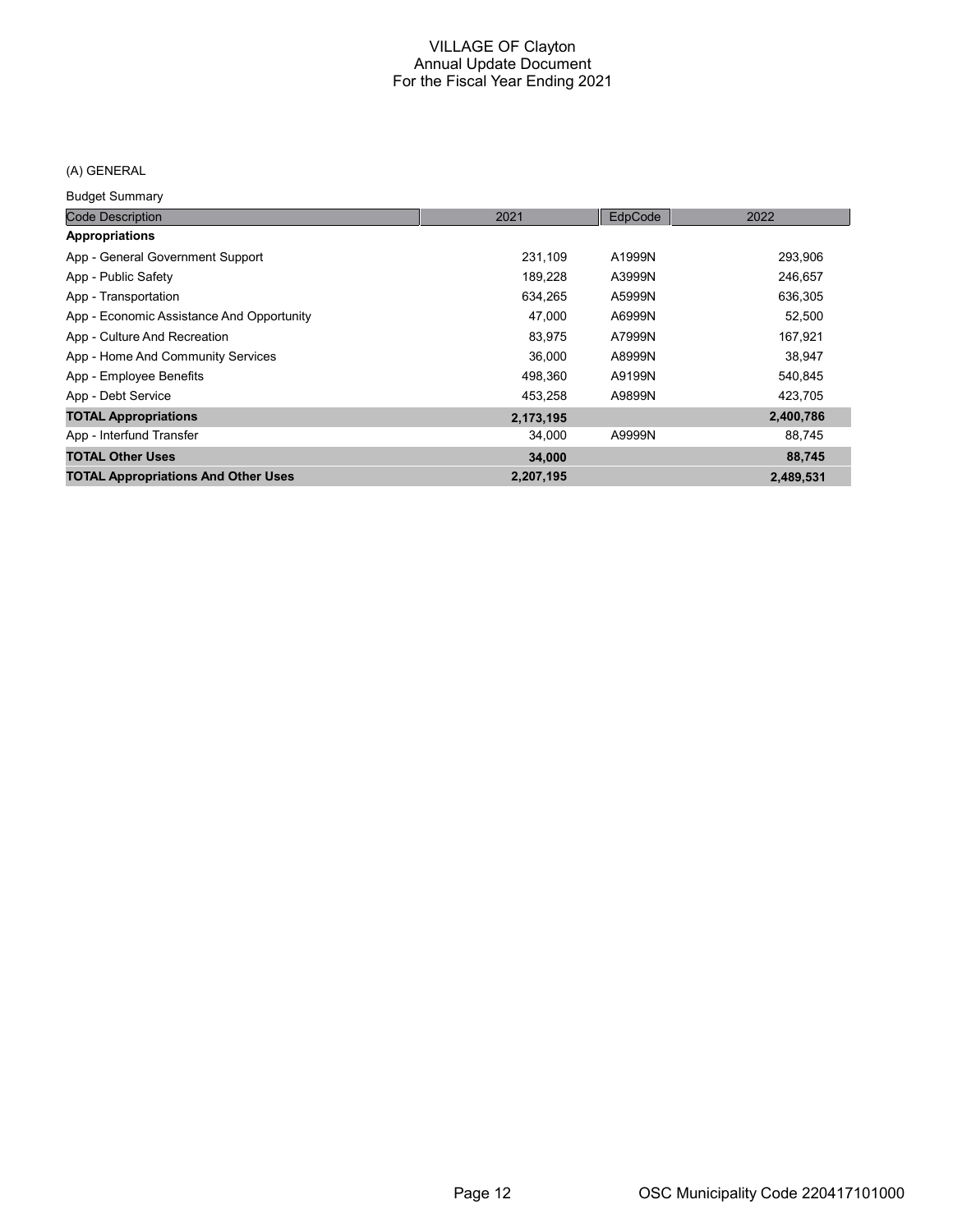# VILLAGE OF Clayton
## Annual Update Document
## For the Fiscal Year Ending 2021

(A) GENERAL

Budget Summary

| Code Description | 2021 | EdpCode | 2022 |
|---|---|---|---|
| **Appropriations** | | | |
| App - General Government Support | 231,109 | A1999N | 293,906 |
| App - Public Safety | 189,228 | A3999N | 246,657 |
| App - Transportation | 634,265 | A5999N | 636,305 |
| App - Economic Assistance And Opportunity | 47,000 | A6999N | 52,500 |
| App - Culture And Recreation | 83,975 | A7999N | 167,921 |
| App - Home And Community Services | 36,000 | A8999N | 38,947 |
| App - Employee Benefits | 498,360 | A9199N | 540,845 |
| App - Debt Service | 453,258 | A9899N | 423,705 |
| **TOTAL Appropriations** | **2,173,195** | | **2,400,786** |
| App - Interfund Transfer | 34,000 | A9999N | 88,745 |
| **TOTAL Other Uses** | **34,000** | | **88,745** |
| **TOTAL Appropriations And Other Uses** | **2,207,195** | | **2,489,531** |

OSC Municipality Code 220417101000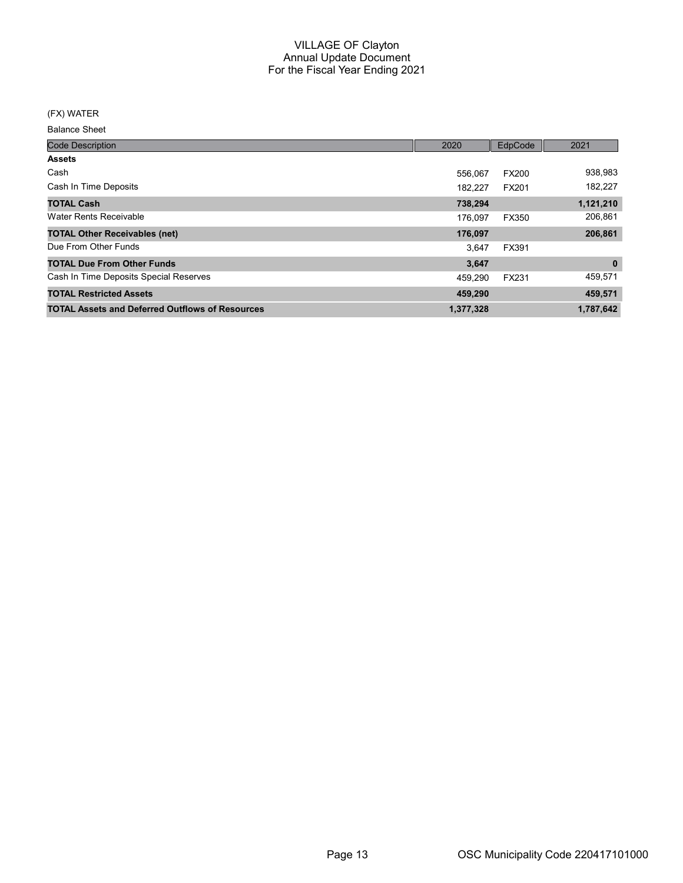# VILLAGE OF Clayton
## Annual Update Document
## For the Fiscal Year Ending 2021

(FX) WATER

Balance Sheet

| Code Description | 2020 | EdpCode | 2021 |
|---|---|---|---|
| **Assets** | | | |
| Cash | 556,067 | FX200 | 938,983 |
| Cash In Time Deposits | 182,227 | FX201 | 182,227 |
| **TOTAL Cash** | **738,294** | | **1,121,210** |
| Water Rents Receivable | 176,097 | FX350 | 206,861 |
| **TOTAL Other Receivables (net)** | **176,097** | | **206,861** |
| Due From Other Funds | 3,647 | FX391 | |
| **TOTAL Due From Other Funds** | **3,647** | | **0** |
| Cash In Time Deposits Special Reserves | 459,290 | FX231 | 459,571 |
| **TOTAL Restricted Assets** | **459,290** | | **459,571** |
| **TOTAL Assets and Deferred Outflows of Resources** | **1,377,328** | | **1,787,642** |

OSC Municipality Code 220417101000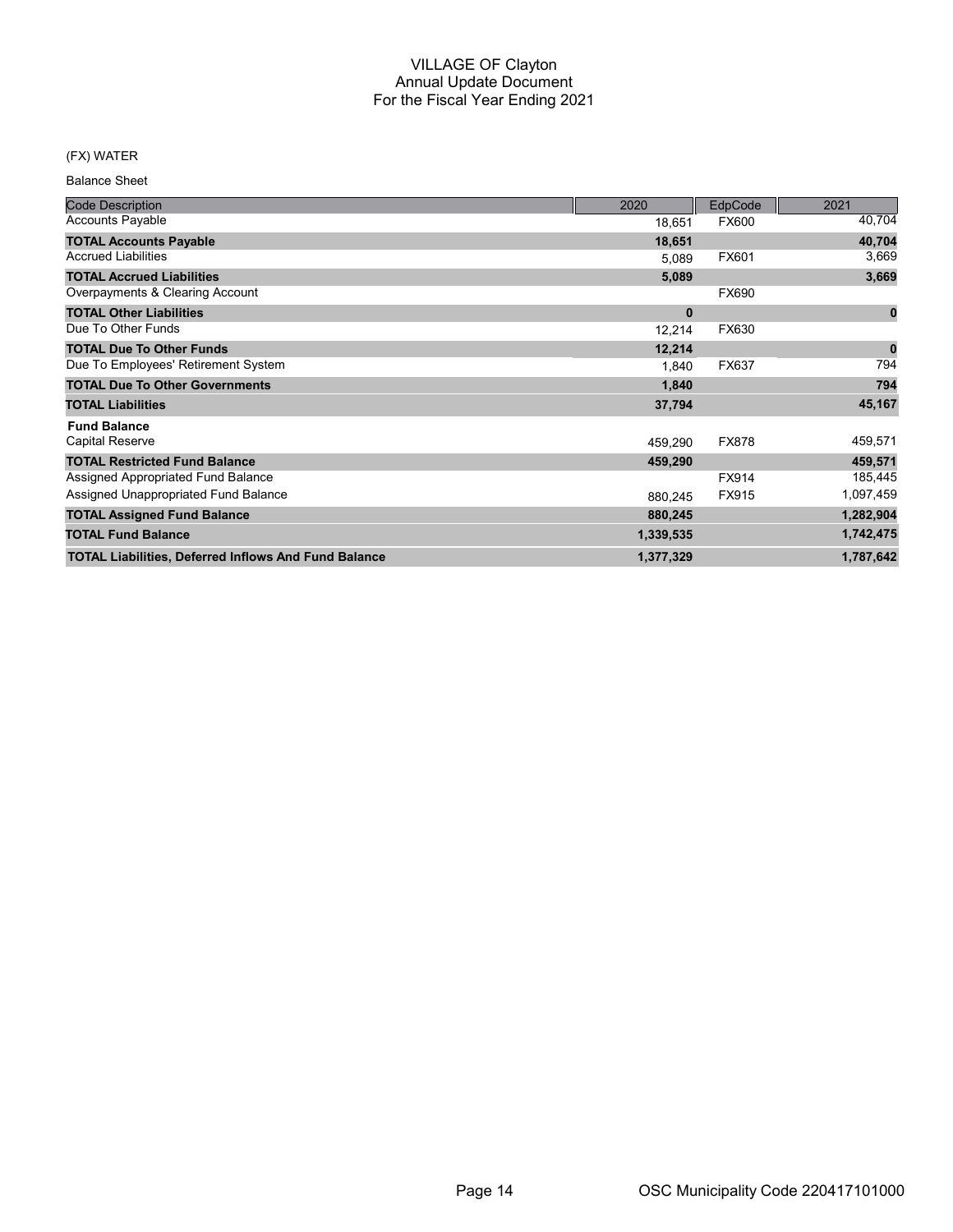# VILLAGE OF Clayton
## Annual Update Document
## For the Fiscal Year Ending 2021

(FX) WATER

Balance Sheet

| Code Description | 2020 | EdpCode | 2021 |
|---|---|---|---|
| Accounts Payable | 18,651 | FX600 | 40,704 |
| **TOTAL Accounts Payable** | **18,651** | | **40,704** |
| Accrued Liabilities | 5,089 | FX601 | 3,669 |
| **TOTAL Accrued Liabilities** | **5,089** | | **3,669** |
| Overpayments & Clearing Account | | FX690 | |
| **TOTAL Other Liabilities** | **0** | | **0** |
| Due To Other Funds | 12,214 | FX630 | |
| **TOTAL Due To Other Funds** | **12,214** | | **0** |
| Due To Employees' Retirement System | 1,840 | FX637 | 794 |
| **TOTAL Due To Other Governments** | **1,840** | | **794** |
| **TOTAL Liabilities** | **37,794** | | **45,167** |
| **Fund Balance** | | | |
| Capital Reserve | 459,290 | FX878 | 459,571 |
| **TOTAL Restricted Fund Balance** | **459,290** | | **459,571** |
| Assigned Appropriated Fund Balance | | FX914 | 185,445 |
| Assigned Unappropriated Fund Balance | 880,245 | FX915 | 1,097,459 |
| **TOTAL Assigned Fund Balance** | **880,245** | | **1,282,904** |
| **TOTAL Fund Balance** | **1,339,535** | | **1,742,475** |
| **TOTAL Liabilities, Deferred Inflows And Fund Balance** | **1,377,329** | | **1,787,642** |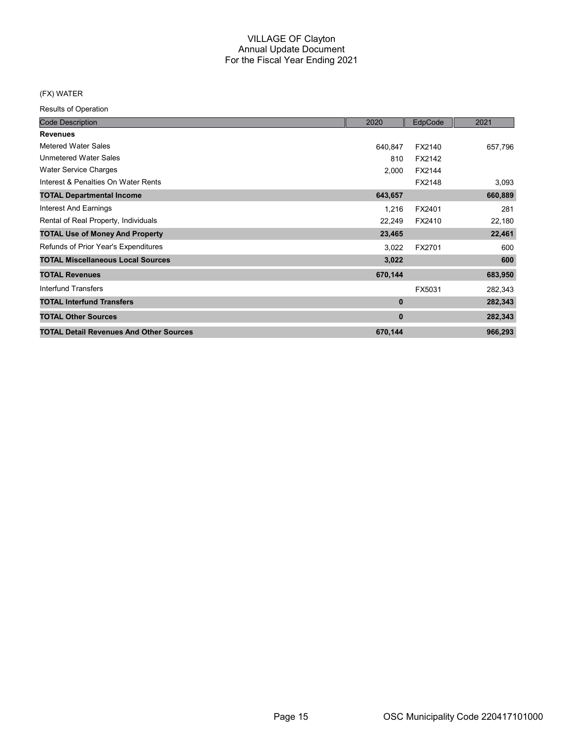# VILLAGE OF Clayton
## Annual Update Document
## For the Fiscal Year Ending 2021

(FX) WATER

Results of Operation

| Code Description | 2020 | EdpCode | 2021 |
|---|---|---|---|
| **Revenues** | | | |
| Metered Water Sales | 640,847 | FX2140 | 657,796 |
| Unmetered Water Sales | 810 | FX2142 | |
| Water Service Charges | 2,000 | FX2144 | |
| Interest & Penalties On Water Rents | | FX2148 | 3,093 |
| **TOTAL Departmental Income** | **643,657** | | **660,889** |
| Interest And Earnings | 1,216 | FX2401 | 281 |
| Rental of Real Property, Individuals | 22,249 | FX2410 | 22,180 |
| **TOTAL Use of Money And Property** | **23,465** | | **22,461** |
| Refunds of Prior Year's Expenditures | 3,022 | FX2701 | 600 |
| **TOTAL Miscellaneous Local Sources** | **3,022** | | **600** |
| **TOTAL Revenues** | **670,144** | | **683,950** |
| Interfund Transfers | | FX5031 | 282,343 |
| **TOTAL Interfund Transfers** | **0** | | **282,343** |
| **TOTAL Other Sources** | **0** | | **282,343** |
| **TOTAL Detail Revenues And Other Sources** | **670,144** | | **966,293** |

OSC Municipality Code 220417101000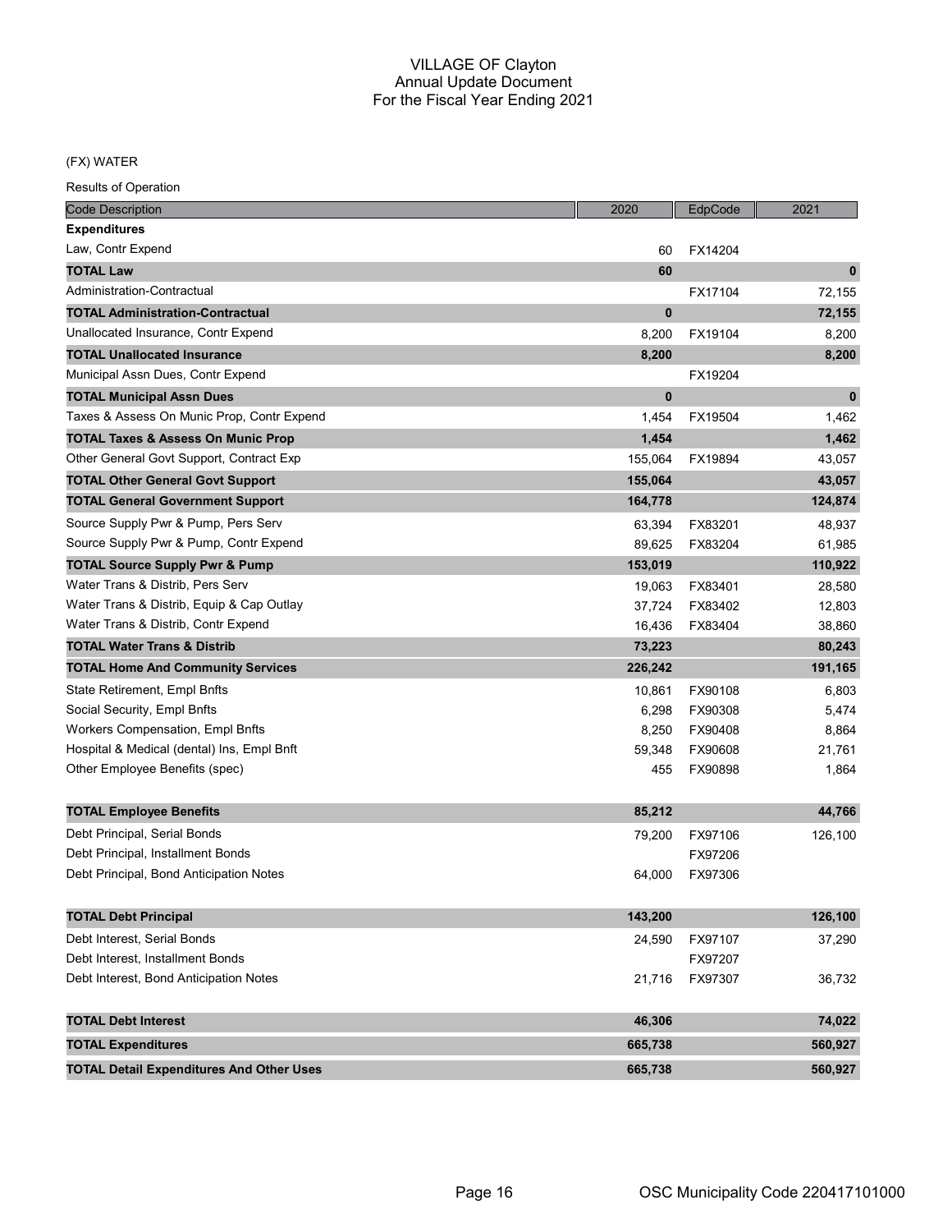# VILLAGE OF Clayton
## Annual Update Document
## For the Fiscal Year Ending 2021

(FX) WATER

Results of Operation

| Code Description | 2020 | EdpCode | 2021 |
|---|---|---|---|
| **Expenditures** | | | |
| Law, Contr Expend | 60 | FX14204 | |
| **TOTAL Law** | **60** | | **0** |
| Administration-Contractual | | FX17104 | 72,155 |
| **TOTAL Administration-Contractual** | **0** | | **72,155** |
| Unallocated Insurance, Contr Expend | 8,200 | FX19104 | 8,200 |
| **TOTAL Unallocated Insurance** | **8,200** | | **8,200** |
| Municipal Assn Dues, Contr Expend | | FX19204 | |
| **TOTAL Municipal Assn Dues** | **0** | | **0** |
| Taxes & Assess On Munic Prop, Contr Expend | 1,454 | FX19504 | 1,462 |
| **TOTAL Taxes & Assess On Munic Prop** | **1,454** | | **1,462** |
| Other General Govt Support, Contract Exp | 155,064 | FX19894 | 43,057 |
| **TOTAL Other General Govt Support** | **155,064** | | **43,057** |
| **TOTAL General Government Support** | **164,778** | | **124,874** |
| Source Supply Pwr & Pump, Pers Serv | 63,394 | FX83201 | 48,937 |
| Source Supply Pwr & Pump, Contr Expend | 89,625 | FX83204 | 61,985 |
| **TOTAL Source Supply Pwr & Pump** | **153,019** | | **110,922** |
| Water Trans & Distrib, Pers Serv | 19,063 | FX83401 | 28,580 |
| Water Trans & Distrib, Equip & Cap Outlay | 37,724 | FX83402 | 12,803 |
| Water Trans & Distrib, Contr Expend | 16,436 | FX83404 | 38,860 |
| **TOTAL Water Trans & Distrib** | **73,223** | | **80,243** |
| **TOTAL Home And Community Services** | **226,242** | | **191,165** |
| State Retirement, Empl Bnfts | 10,861 | FX90108 | 6,803 |
| Social Security, Empl Bnfts | 6,298 | FX90308 | 5,474 |
| Workers Compensation, Empl Bnfts | 8,250 | FX90408 | 8,864 |
| Hospital & Medical (dental) Ins, Empl Bnft | 59,348 | FX90608 | 21,761 |
| Other Employee Benefits (spec) | 455 | FX90898 | 1,864 |
| **TOTAL Employee Benefits** | **85,212** | | **44,766** |
| Debt Principal, Serial Bonds | 79,200 | FX97106 | 126,100 |
| Debt Principal, Installment Bonds | | FX97206 | |
| Debt Principal, Bond Anticipation Notes | 64,000 | FX97306 | |
| **TOTAL Debt Principal** | **143,200** | | **126,100** |
| Debt Interest, Serial Bonds | 24,590 | FX97107 | 37,290 |
| Debt Interest, Installment Bonds | | FX97207 | |
| Debt Interest, Bond Anticipation Notes | 21,716 | FX97307 | 36,732 |
| **TOTAL Debt Interest** | **46,306** | | **74,022** |
| **TOTAL Expenditures** | **665,738** | | **560,927** |
| **TOTAL Detail Expenditures And Other Uses** | **665,738** | | **560,927** |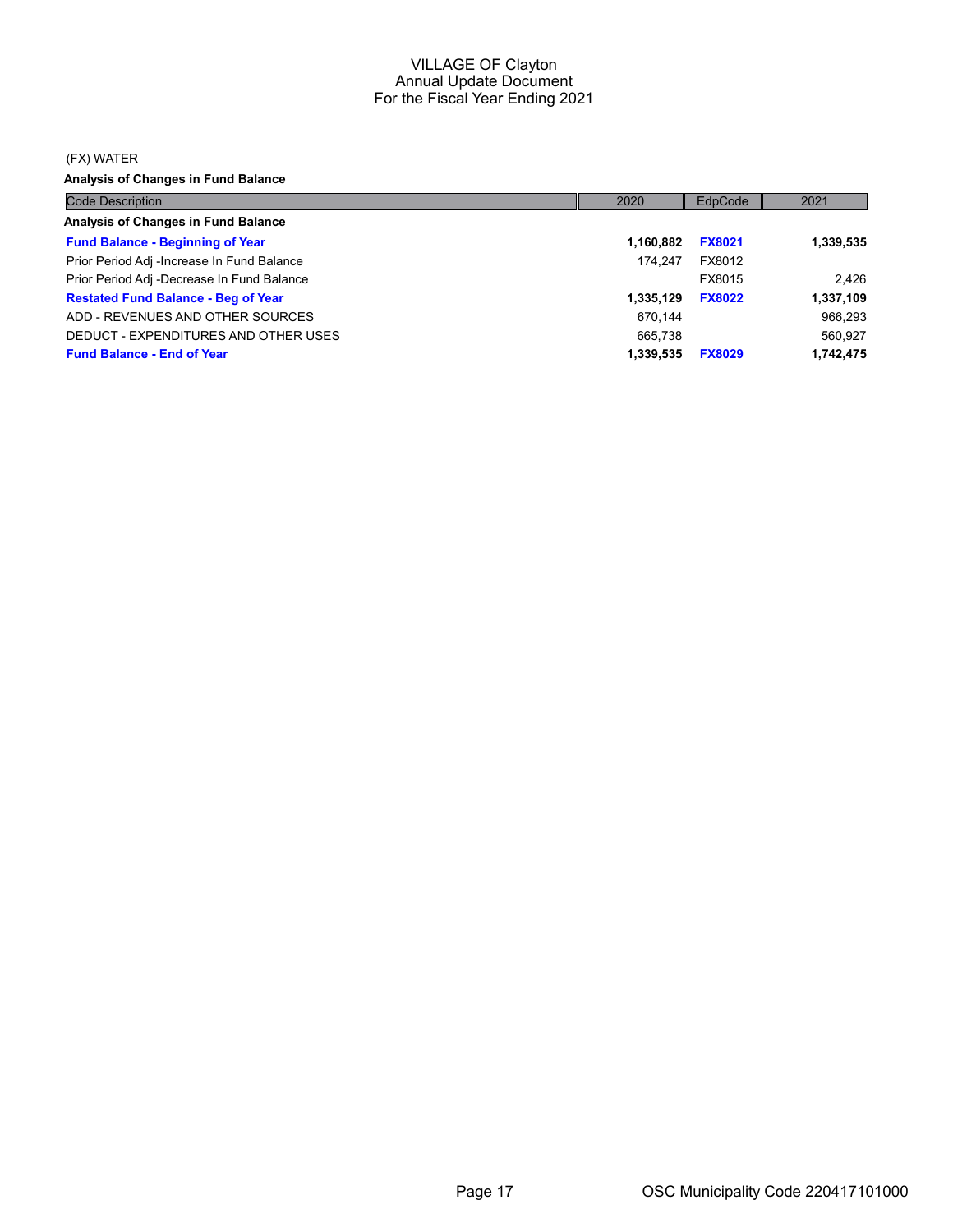VILLAGE OF Clayton
Annual Update Document
For the Fiscal Year Ending 2021

(FX) WATER

**Analysis of Changes in Fund Balance**

| Code Description | 2020 | EdpCode | 2021 |
|---|---|---|---|
| **Analysis of Changes in Fund Balance** | | | |
| **Fund Balance - Beginning of Year** | **1,160,882** | **FX8021** | **1,339,535** |
| Prior Period Adj -Increase In Fund Balance | 174,247 | FX8012 | |
| Prior Period Adj -Decrease In Fund Balance | | FX8015 | 2,426 |
| **Restated Fund Balance - Beg of Year** | **1,335,129** | **FX8022** | **1,337,109** |
| ADD - REVENUES AND OTHER SOURCES | 670,144 | | 966,293 |
| DEDUCT - EXPENDITURES AND OTHER USES | 665,738 | | 560,927 |
| **Fund Balance - End of Year** | **1,339,535** | **FX8029** | **1,742,475** |

OSC Municipality Code 220417101000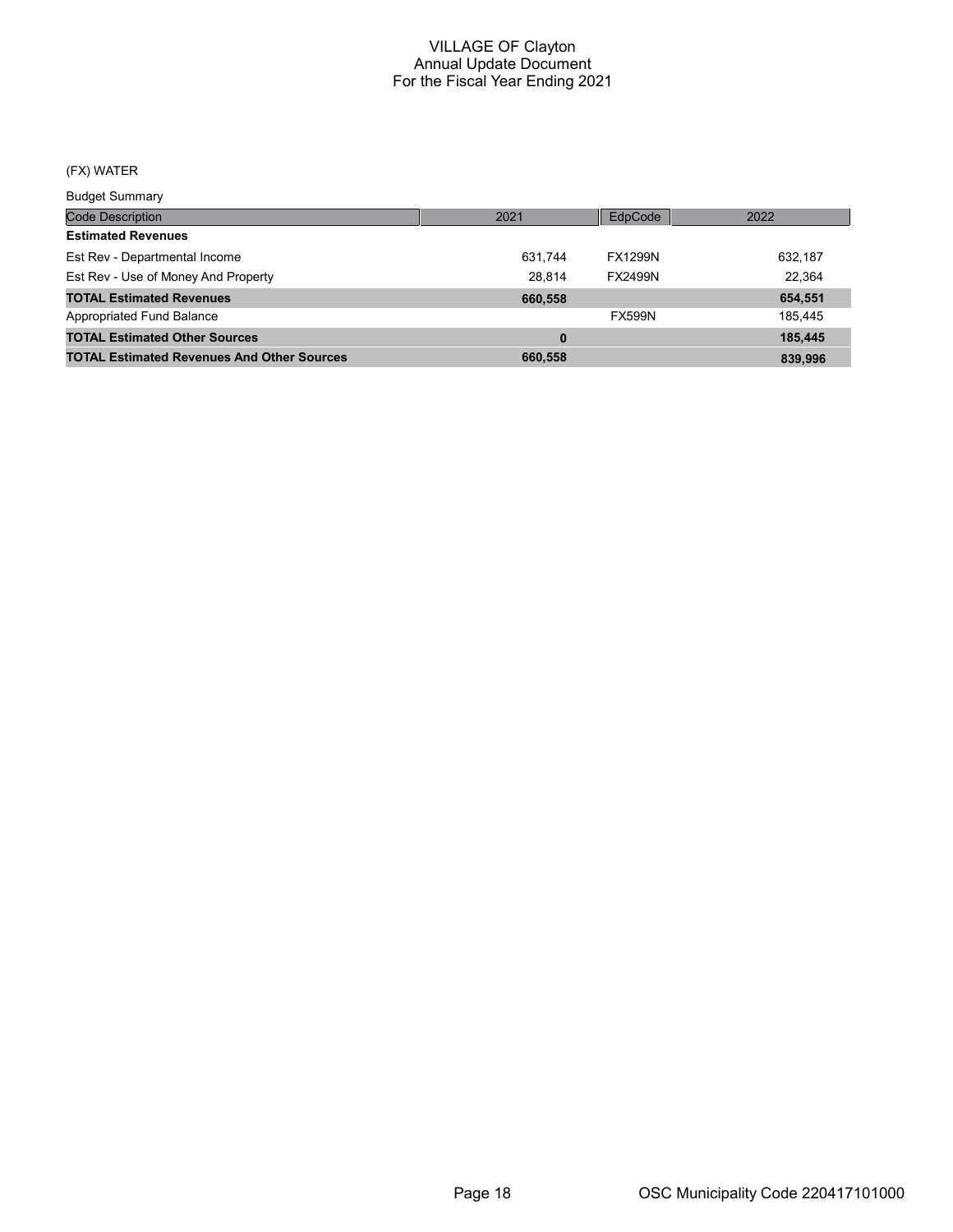# VILLAGE OF Clayton
## Annual Update Document
## For the Fiscal Year Ending 2021

(FX) WATER

Budget Summary

| Code Description | 2021 | EdpCode | 2022 |
|---|---|---|---|
| **Estimated Revenues** | | | |
| Est Rev - Departmental Income | 631,744 | FX1299N | 632,187 |
| Est Rev - Use of Money And Property | 28,814 | FX2499N | 22,364 |
| **TOTAL Estimated Revenues** | **660,558** | | **654,551** |
| Appropriated Fund Balance | | FX599N | 185,445 |
| **TOTAL Estimated Other Sources** | **0** | | **185,445** |
| **TOTAL Estimated Revenues And Other Sources** | **660,558** | | **839,996** |

OSC Municipality Code 220417101000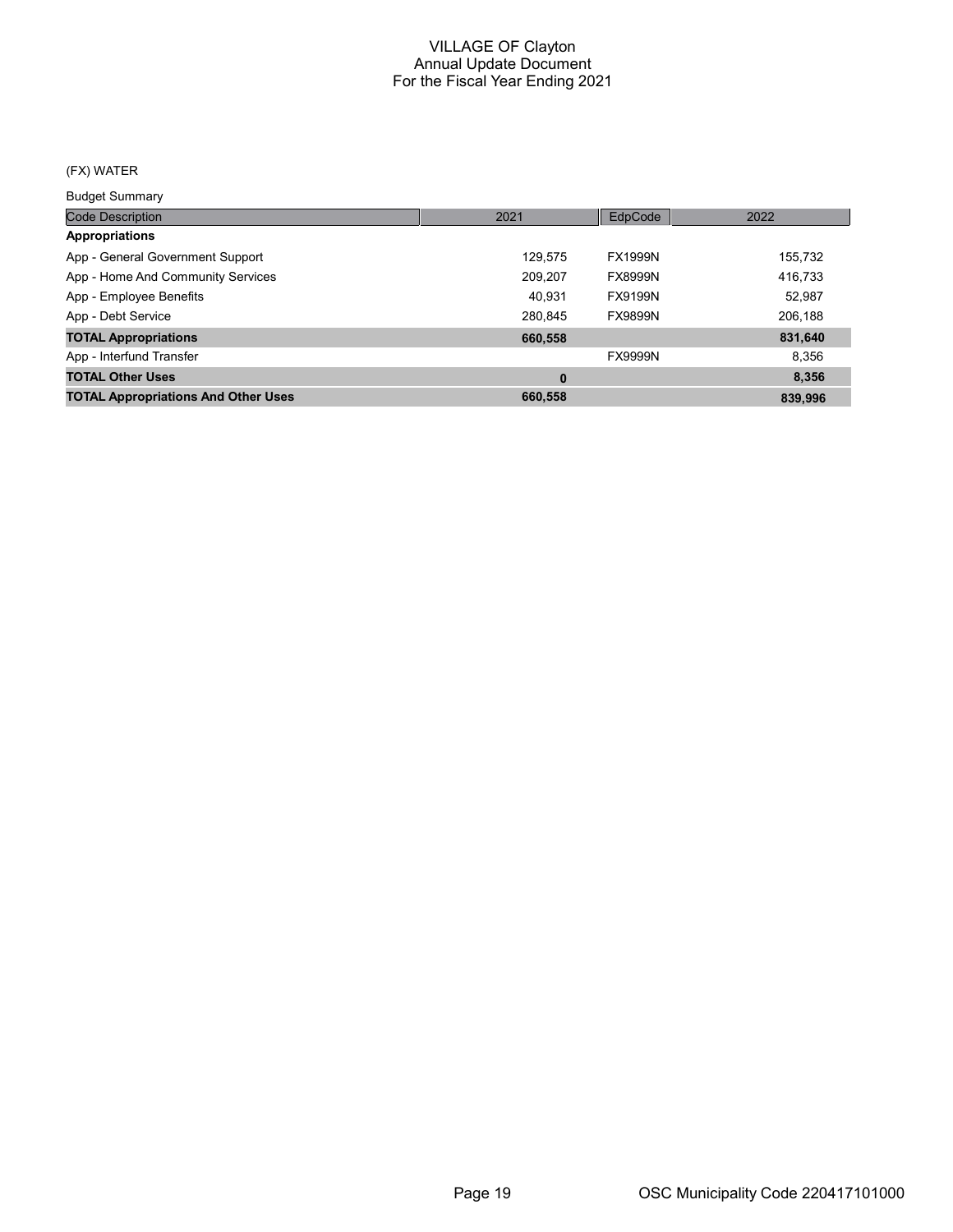# VILLAGE OF Clayton
## Annual Update Document
## For the Fiscal Year Ending 2021

(FX) WATER

Budget Summary

| Code Description | 2021 | EdpCode | 2022 |
|---|---|---|---|
| **Appropriations** | | | |
| App - General Government Support | 129,575 | FX1999N | 155,732 |
| App - Home And Community Services | 209,207 | FX8999N | 416,733 |
| App - Employee Benefits | 40,931 | FX9199N | 52,987 |
| App - Debt Service | 280,845 | FX9899N | 206,188 |
| **TOTAL Appropriations** | **660,558** | | **831,640** |
| App - Interfund Transfer | | FX9999N | 8,356 |
| **TOTAL Other Uses** | **0** | | **8,356** |
| **TOTAL Appropriations And Other Uses** | **660,558** | | **839,996** |

OSC Municipality Code 220417101000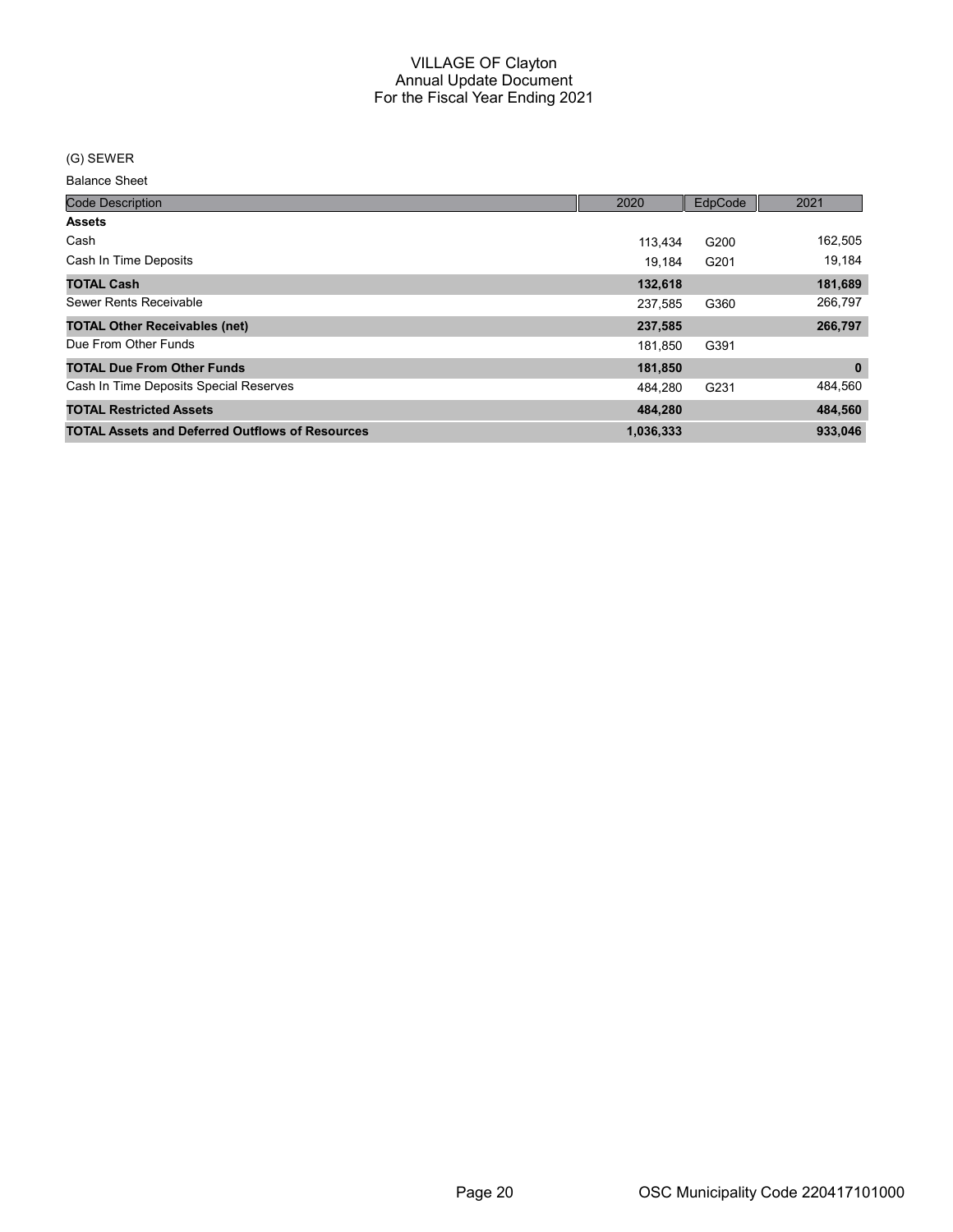VILLAGE OF Clayton
Annual Update Document
For the Fiscal Year Ending 2021

(G) SEWER

Balance Sheet

| Code Description | 2020 | EdpCode | 2021 |
|---|---|---|---|
| **Assets** | | | |
| Cash | 113,434 | G200 | 162,505 |
| Cash In Time Deposits | 19,184 | G201 | 19,184 |
| **TOTAL Cash** | **132,618** | | **181,689** |
| Sewer Rents Receivable | 237,585 | G360 | 266,797 |
| **TOTAL Other Receivables (net)** | **237,585** | | **266,797** |
| Due From Other Funds | 181,850 | G391 | |
| **TOTAL Due From Other Funds** | **181,850** | | **0** |
| Cash In Time Deposits Special Reserves | 484,280 | G231 | 484,560 |
| **TOTAL Restricted Assets** | **484,280** | | **484,560** |
| **TOTAL Assets and Deferred Outflows of Resources** | **1,036,333** | | **933,046** |

OSC Municipality Code 220417101000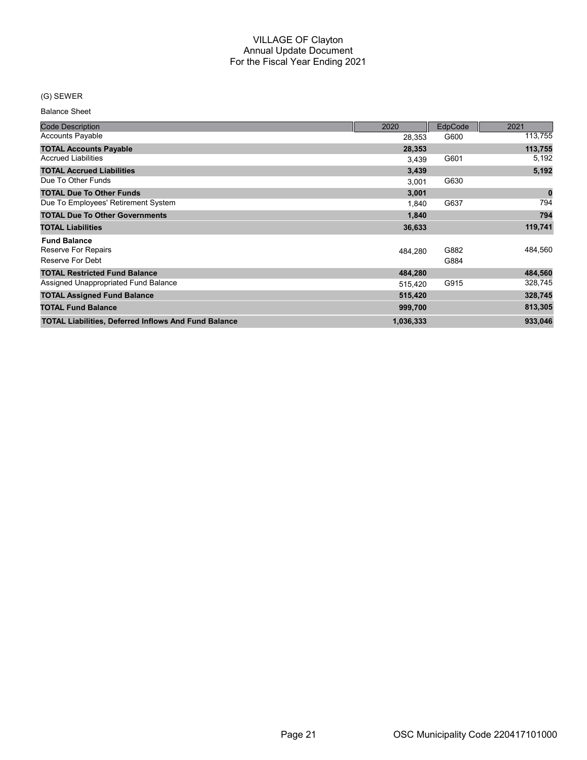# VILLAGE OF Clayton
## Annual Update Document
## For the Fiscal Year Ending 2021

(G) SEWER

Balance Sheet

| Code Description | 2020 | EdpCode | 2021 |
|---|---|---|---|
| Accounts Payable | 28,353 | G600 | 113,755 |
| **TOTAL Accounts Payable** | **28,353** | | **113,755** |
| Accrued Liabilities | 3,439 | G601 | 5,192 |
| **TOTAL Accrued Liabilities** | **3,439** | | **5,192** |
| Due To Other Funds | 3,001 | G630 | |
| **TOTAL Due To Other Funds** | **3,001** | | **0** |
| Due To Employees' Retirement System | 1,840 | G637 | 794 |
| **TOTAL Due To Other Governments** | **1,840** | | **794** |
| **TOTAL Liabilities** | **36,633** | | **119,741** |
| **Fund Balance** | | | |
| Reserve For Repairs | 484,280 | G882 | 484,560 |
| Reserve For Debt | | G884 | |
| **TOTAL Restricted Fund Balance** | **484,280** | | **484,560** |
| Assigned Unappropriated Fund Balance | 515,420 | G915 | 328,745 |
| **TOTAL Assigned Fund Balance** | **515,420** | | **328,745** |
| **TOTAL Fund Balance** | **999,700** | | **813,305** |
| **TOTAL Liabilities, Deferred Inflows And Fund Balance** | **1,036,333** | | **933,046** |

OSC Municipality Code 220417101000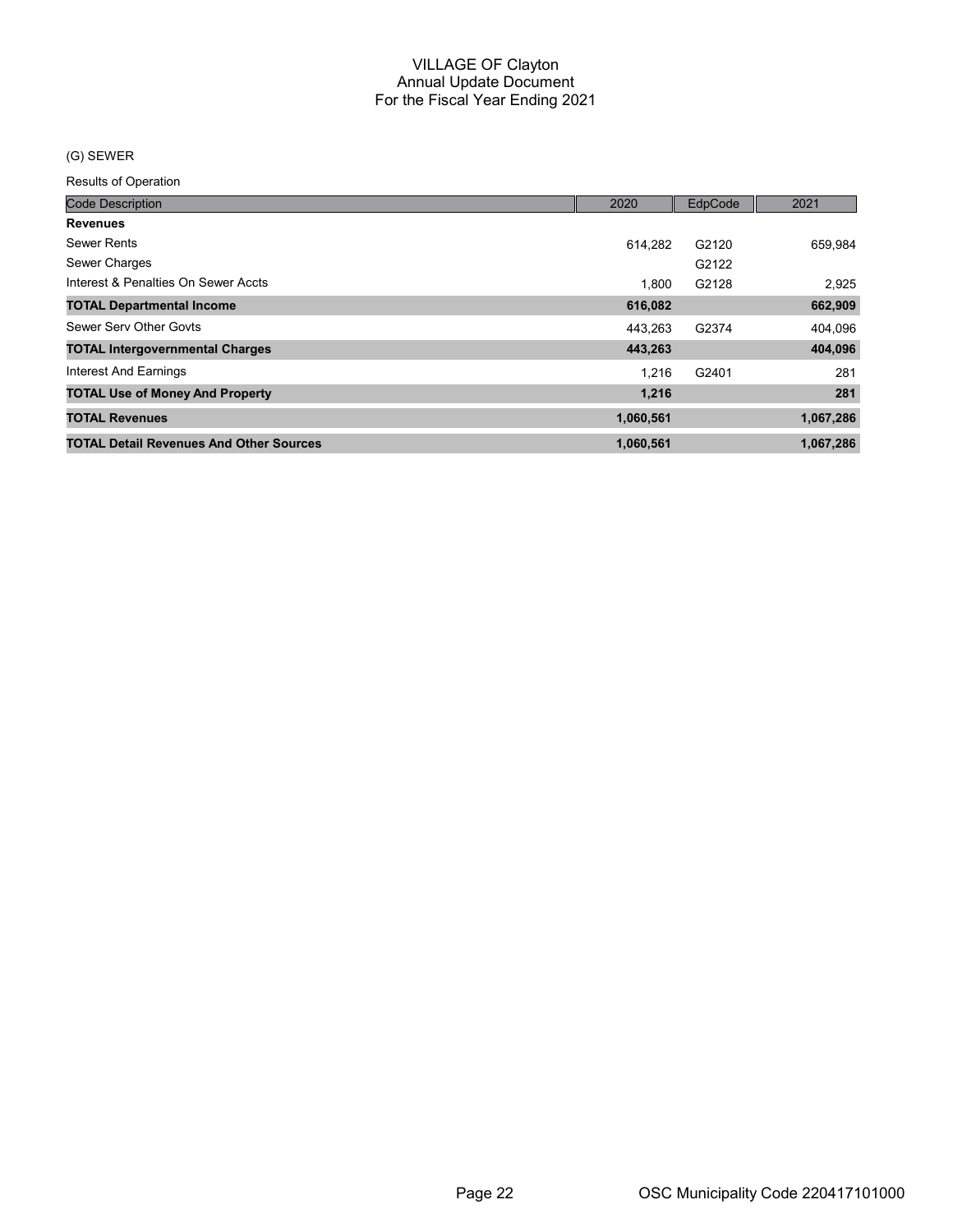# VILLAGE OF Clayton
## Annual Update Document
## For the Fiscal Year Ending 2021

(G) SEWER

Results of Operation

| Code Description | 2020 | EdpCode | 2021 |
|---|---|---|---|
| **Revenues** | | | |
| Sewer Rents | 614,282 | G2120 | 659,984 |
| Sewer Charges | | G2122 | |
| Interest & Penalties On Sewer Accts | 1,800 | G2128 | 2,925 |
| **TOTAL Departmental Income** | **616,082** | | **662,909** |
| Sewer Serv Other Govts | 443,263 | G2374 | 404,096 |
| **TOTAL Intergovernmental Charges** | **443,263** | | **404,096** |
| Interest And Earnings | 1,216 | G2401 | 281 |
| **TOTAL Use of Money And Property** | **1,216** | | **281** |
| **TOTAL Revenues** | **1,060,561** | | **1,067,286** |
| **TOTAL Detail Revenues And Other Sources** | **1,060,561** | | **1,067,286** |

OSC Municipality Code 220417101000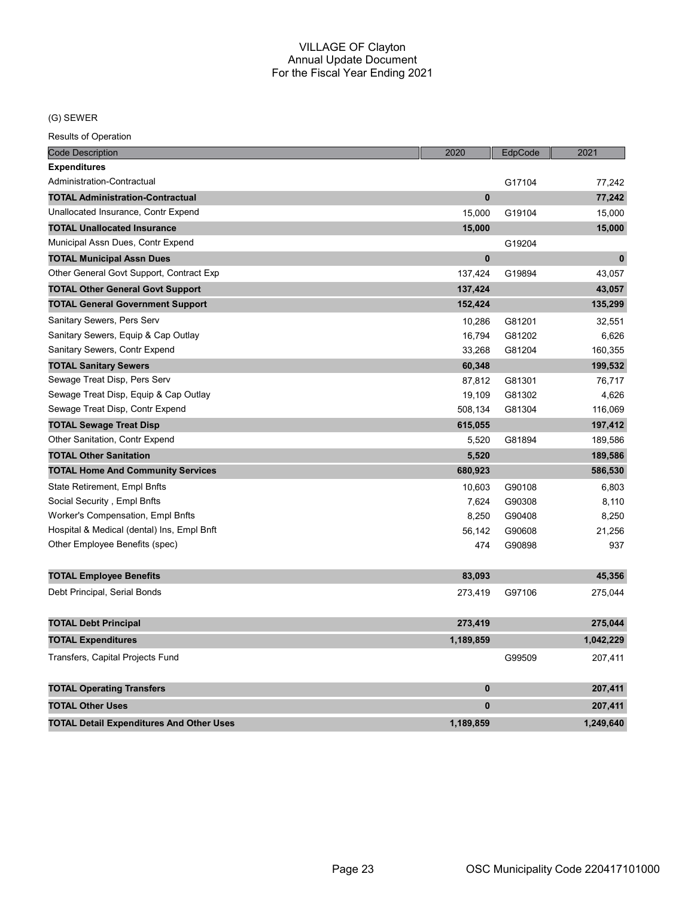# VILLAGE OF Clayton
## Annual Update Document
## For the Fiscal Year Ending 2021

(G) SEWER

Results of Operation

| Code Description | 2020 | EdpCode | 2021 |
|---|---|---|---|
| **Expenditures** | | | |
| Administration-Contractual | | G17104 | 77,242 |
| **TOTAL Administration-Contractual** | **0** | | **77,242** |
| Unallocated Insurance, Contr Expend | 15,000 | G19104 | 15,000 |
| **TOTAL Unallocated Insurance** | **15,000** | | **15,000** |
| Municipal Assn Dues, Contr Expend | | G19204 | |
| **TOTAL Municipal Assn Dues** | **0** | | **0** |
| Other General Govt Support, Contract Exp | 137,424 | G19894 | 43,057 |
| **TOTAL Other General Govt Support** | **137,424** | | **43,057** |
| **TOTAL General Government Support** | **152,424** | | **135,299** |
| Sanitary Sewers, Pers Serv | 10,286 | G81201 | 32,551 |
| Sanitary Sewers, Equip & Cap Outlay | 16,794 | G81202 | 6,626 |
| Sanitary Sewers, Contr Expend | 33,268 | G81204 | 160,355 |
| **TOTAL Sanitary Sewers** | **60,348** | | **199,532** |
| Sewage Treat Disp, Pers Serv | 87,812 | G81301 | 76,717 |
| Sewage Treat Disp, Equip & Cap Outlay | 19,109 | G81302 | 4,626 |
| Sewage Treat Disp, Contr Expend | 508,134 | G81304 | 116,069 |
| **TOTAL Sewage Treat Disp** | **615,055** | | **197,412** |
| Other Sanitation, Contr Expend | 5,520 | G81894 | 189,586 |
| **TOTAL Other Sanitation** | **5,520** | | **189,586** |
| **TOTAL Home And Community Services** | **680,923** | | **586,530** |
| State Retirement, Empl Bnfts | 10,603 | G90108 | 6,803 |
| Social Security , Empl Bnfts | 7,624 | G90308 | 8,110 |
| Worker's Compensation, Empl Bnfts | 8,250 | G90408 | 8,250 |
| Hospital & Medical (dental) Ins, Empl Bnft | 56,142 | G90608 | 21,256 |
| Other Employee Benefits (spec) | 474 | G90898 | 937 |
| **TOTAL Employee Benefits** | **83,093** | | **45,356** |
| Debt Principal, Serial Bonds | 273,419 | G97106 | 275,044 |
| **TOTAL Debt Principal** | **273,419** | | **275,044** |
| **TOTAL Expenditures** | **1,189,859** | | **1,042,229** |
| Transfers, Capital Projects Fund | | G99509 | 207,411 |
| **TOTAL Operating Transfers** | **0** | | **207,411** |
| **TOTAL Other Uses** | **0** | | **207,411** |
| **TOTAL Detail Expenditures And Other Uses** | **1,189,859** | | **1,249,640** |

OSC Municipality Code 220417101000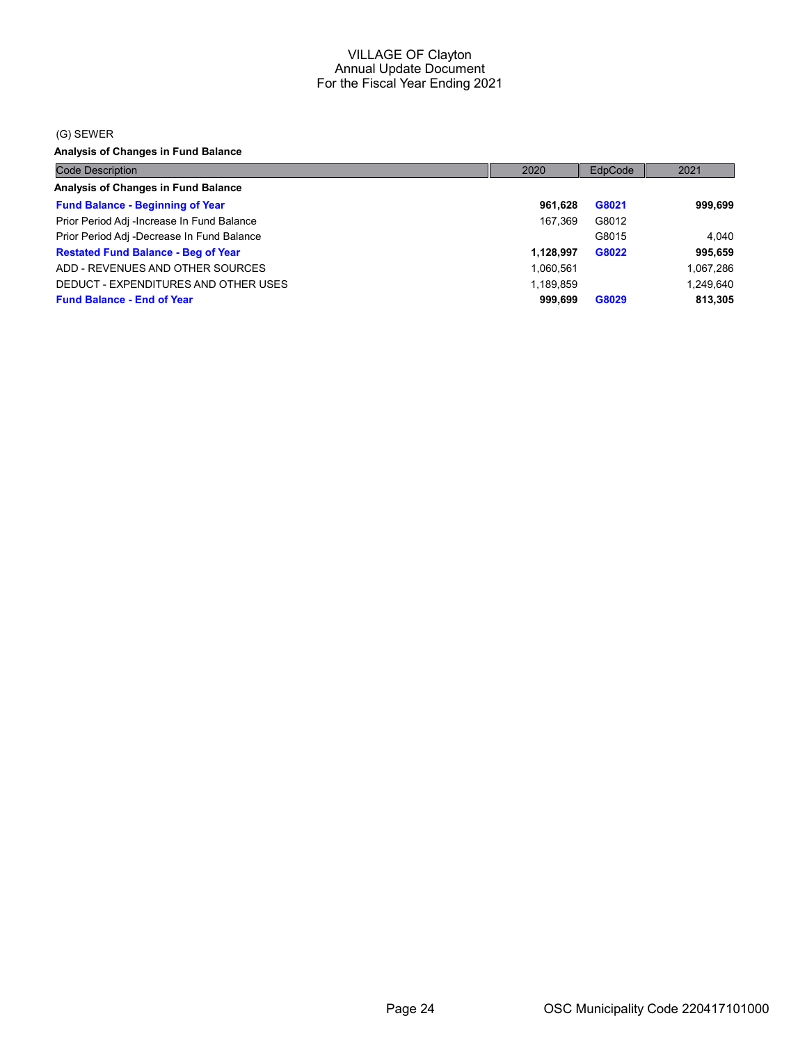# VILLAGE OF Clayton
## Annual Update Document
## For the Fiscal Year Ending 2021

(G) SEWER

**Analysis of Changes in Fund Balance**

| Code Description | 2020 | EdpCode | 2021 |
|---|---|---|---|
| **Analysis of Changes in Fund Balance** | | | |
| **Fund Balance - Beginning of Year** | **961,628** | **G8021** | **999,699** |
| Prior Period Adj -Increase In Fund Balance | 167,369 | G8012 | |
| Prior Period Adj -Decrease In Fund Balance | | G8015 | 4,040 |
| **Restated Fund Balance - Beg of Year** | **1,128,997** | **G8022** | **995,659** |
| ADD - REVENUES AND OTHER SOURCES | 1,060,561 | | 1,067,286 |
| DEDUCT - EXPENDITURES AND OTHER USES | 1,189,859 | | 1,249,640 |
| **Fund Balance - End of Year** | **999,699** | **G8029** | **813,305** |

OSC Municipality Code 220417101000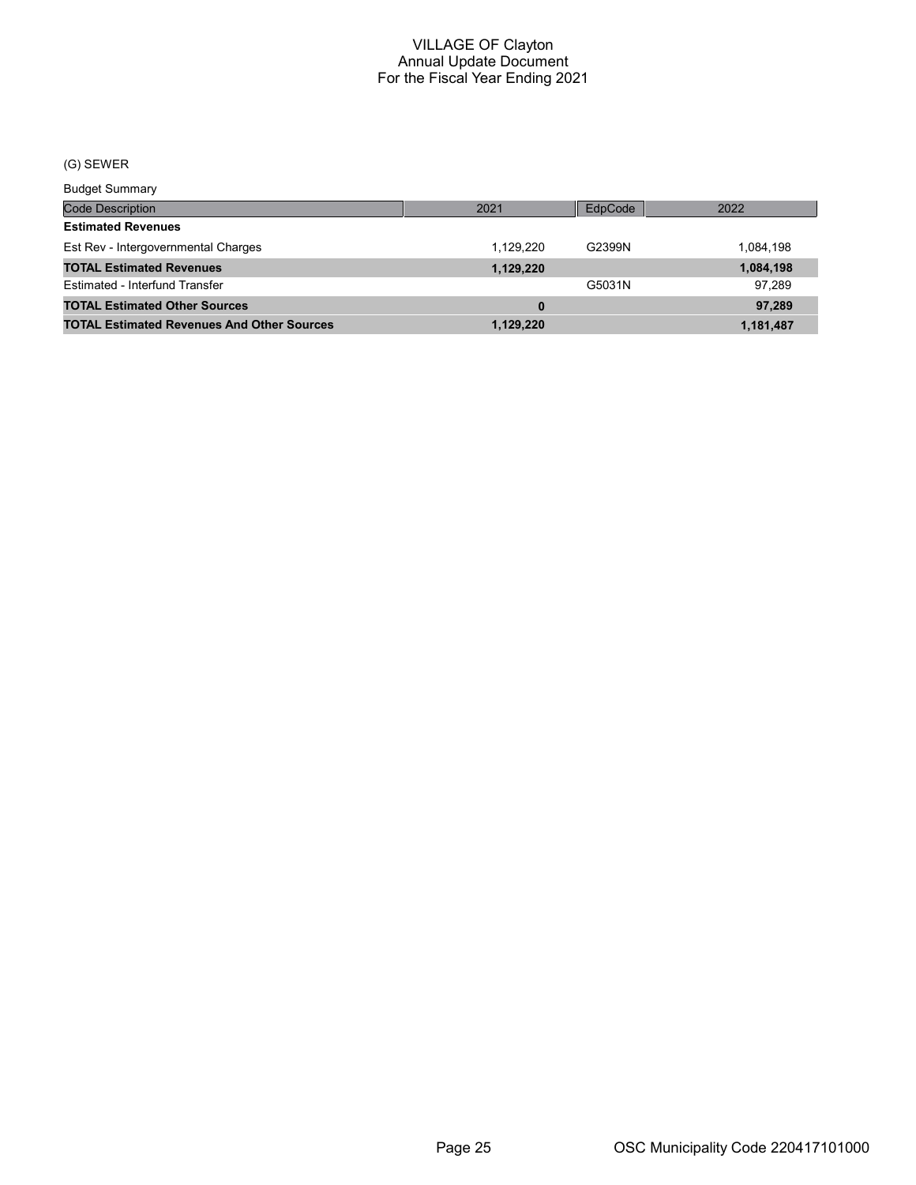# VILLAGE OF Clayton
## Annual Update Document
## For the Fiscal Year Ending 2021

(G) SEWER

Budget Summary

| Code Description | 2021 | EdpCode | 2022 |
|---|---|---|---|
| **Estimated Revenues** | | | |
| Est Rev - Intergovernmental Charges | 1,129,220 | G2399N | 1,084,198 |
| **TOTAL Estimated Revenues** | **1,129,220** | | **1,084,198** |
| Estimated - Interfund Transfer | | G5031N | 97,289 |
| **TOTAL Estimated Other Sources** | **0** | | **97,289** |
| **TOTAL Estimated Revenues And Other Sources** | **1,129,220** | | **1,181,487** |

OSC Municipality Code 220417101000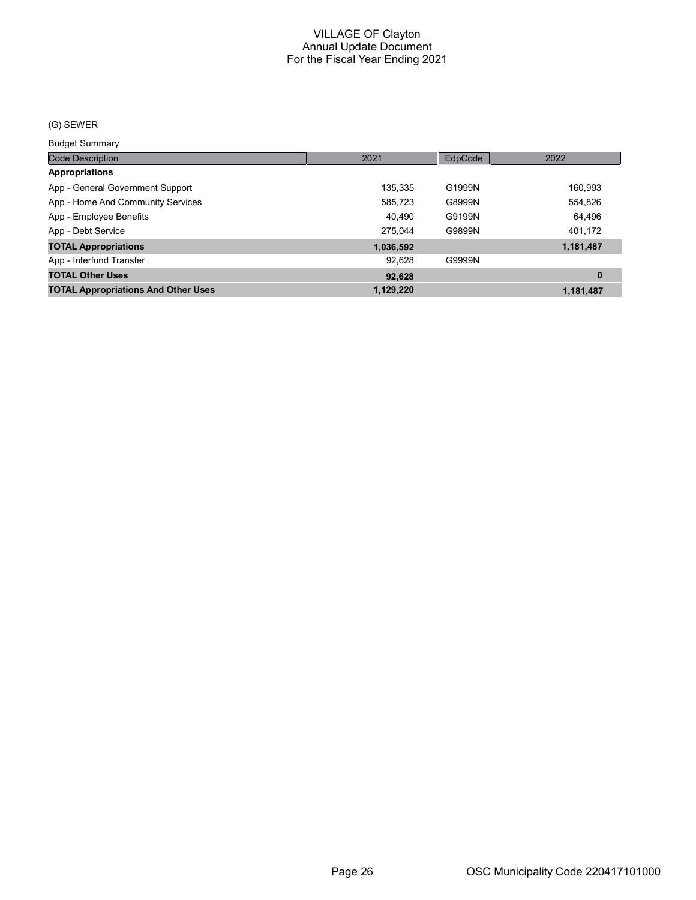# VILLAGE OF Clayton
## Annual Update Document
## For the Fiscal Year Ending 2021

(G) SEWER

Budget Summary

| Code Description | 2021 | EdpCode | 2022 |
|---|---|---|---|
| **Appropriations** | | | |
| App - General Government Support | 135,335 | G1999N | 160,993 |
| App - Home And Community Services | 585,723 | G8999N | 554,826 |
| App - Employee Benefits | 40,490 | G9199N | 64,496 |
| App - Debt Service | 275,044 | G9899N | 401,172 |
| **TOTAL Appropriations** | **1,036,592** | | **1,181,487** |
| App - Interfund Transfer | 92,628 | G9999N | |
| **TOTAL Other Uses** | **92,628** | | **0** |
| **TOTAL Appropriations And Other Uses** | **1,129,220** | | **1,181,487** |

OSC Municipality Code 220417101000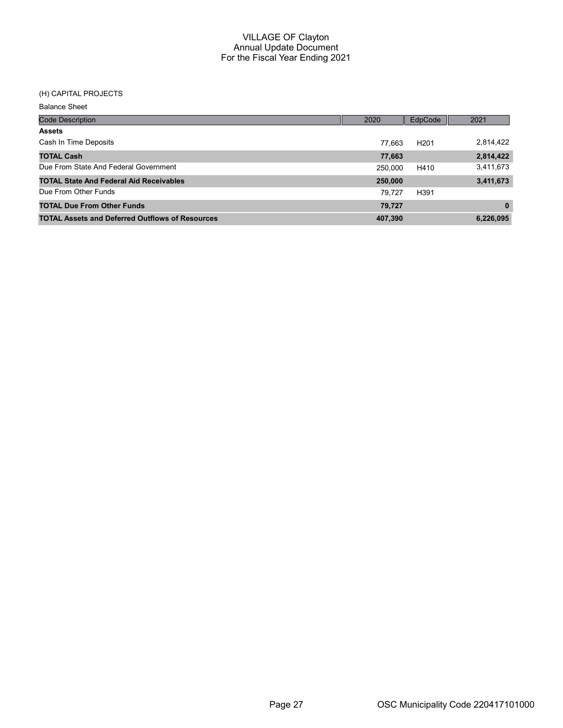# VILLAGE OF Clayton
## Annual Update Document
## For the Fiscal Year Ending 2021

(H) CAPITAL PROJECTS

Balance Sheet

| Code Description | 2020 | EdpCode | 2021 |
|---|---|---|---|
| **Assets** | | | |
| Cash In Time Deposits | 77,663 | H201 | 2,814,422 |
| **TOTAL Cash** | **77,663** | | **2,814,422** |
| Due From State And Federal Government | 250,000 | H410 | 3,411,673 |
| **TOTAL State And Federal Aid Receivables** | **250,000** | | **3,411,673** |
| Due From Other Funds | 79,727 | H391 | |
| **TOTAL Due From Other Funds** | **79,727** | | **0** |
| **TOTAL Assets and Deferred Outflows of Resources** | **407,390** | | **6,226,095** |

OSC Municipality Code 220417101000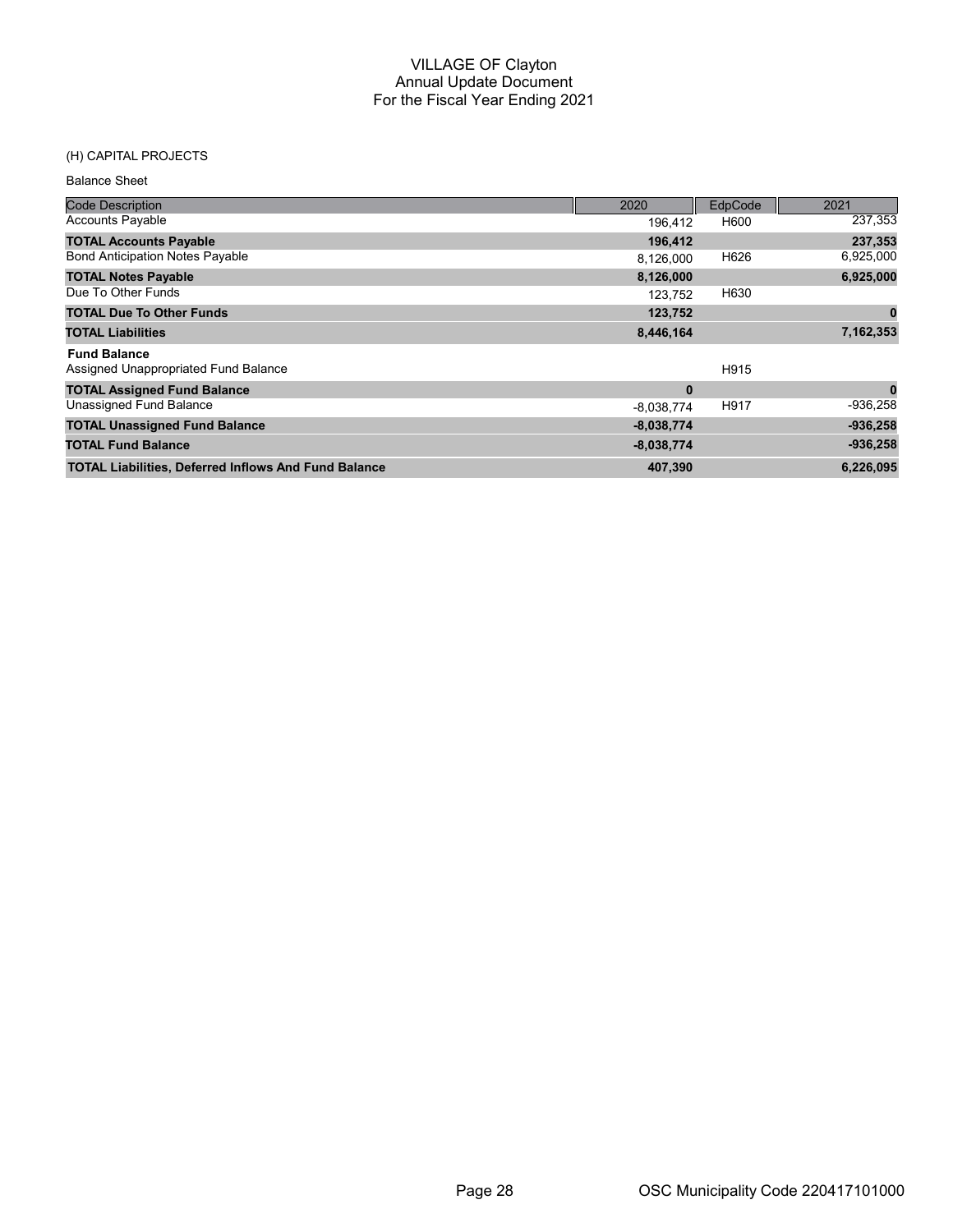# VILLAGE OF Clayton
## Annual Update Document
## For the Fiscal Year Ending 2021

(H) CAPITAL PROJECTS

Balance Sheet

| Code Description | 2020 | EdpCode | 2021 |
|---|---|---|---|
| Accounts Payable | 196,412 | H600 | 237,353 |
| **TOTAL Accounts Payable** | **196,412** | | **237,353** |
| Bond Anticipation Notes Payable | 8,126,000 | H626 | 6,925,000 |
| **TOTAL Notes Payable** | **8,126,000** | | **6,925,000** |
| Due To Other Funds | 123,752 | H630 | |
| **TOTAL Due To Other Funds** | **123,752** | | **0** |
| **TOTAL Liabilities** | **8,446,164** | | **7,162,353** |
| **Fund Balance** | | | |
| Assigned Unappropriated Fund Balance | | H915 | |
| **TOTAL Assigned Fund Balance** | **0** | | **0** |
| Unassigned Fund Balance | -8,038,774 | H917 | -936,258 |
| **TOTAL Unassigned Fund Balance** | **-8,038,774** | | **-936,258** |
| **TOTAL Fund Balance** | **-8,038,774** | | **-936,258** |
| **TOTAL Liabilities, Deferred Inflows And Fund Balance** | **407,390** | | **6,226,095** |

OSC Municipality Code 220417101000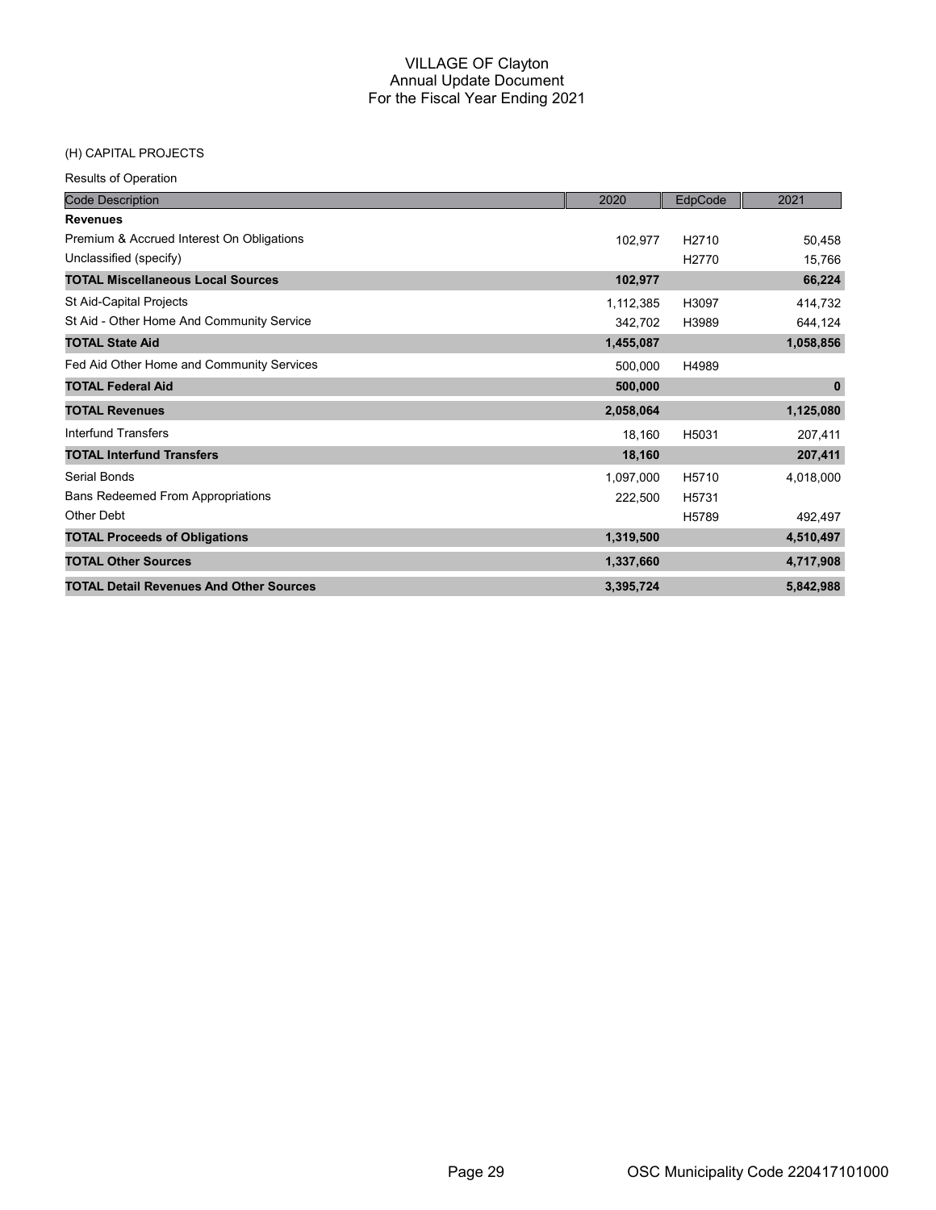# VILLAGE OF Clayton
## Annual Update Document
## For the Fiscal Year Ending 2021

(H) CAPITAL PROJECTS

Results of Operation

| Code Description | 2020 | EdpCode | 2021 |
|---|---|---|---|
| **Revenues** | | | |
| Premium & Accrued Interest On Obligations | 102,977 | H2710 | 50,458 |
| Unclassified (specify) | | H2770 | 15,766 |
| **TOTAL Miscellaneous Local Sources** | **102,977** | | **66,224** |
| St Aid-Capital Projects | 1,112,385 | H3097 | 414,732 |
| St Aid - Other Home And Community Service | 342,702 | H3989 | 644,124 |
| **TOTAL State Aid** | **1,455,087** | | **1,058,856** |
| Fed Aid Other Home and Community Services | 500,000 | H4989 | |
| **TOTAL Federal Aid** | **500,000** | | **0** |
| **TOTAL Revenues** | **2,058,064** | | **1,125,080** |
| Interfund Transfers | 18,160 | H5031 | 207,411 |
| **TOTAL Interfund Transfers** | **18,160** | | **207,411** |
| Serial Bonds | 1,097,000 | H5710 | 4,018,000 |
| Bans Redeemed From Appropriations | 222,500 | H5731 | |
| Other Debt | | H5789 | 492,497 |
| **TOTAL Proceeds of Obligations** | **1,319,500** | | **4,510,497** |
| **TOTAL Other Sources** | **1,337,660** | | **4,717,908** |
| **TOTAL Detail Revenues And Other Sources** | **3,395,724** | | **5,842,988** |

OSC Municipality Code 220417101000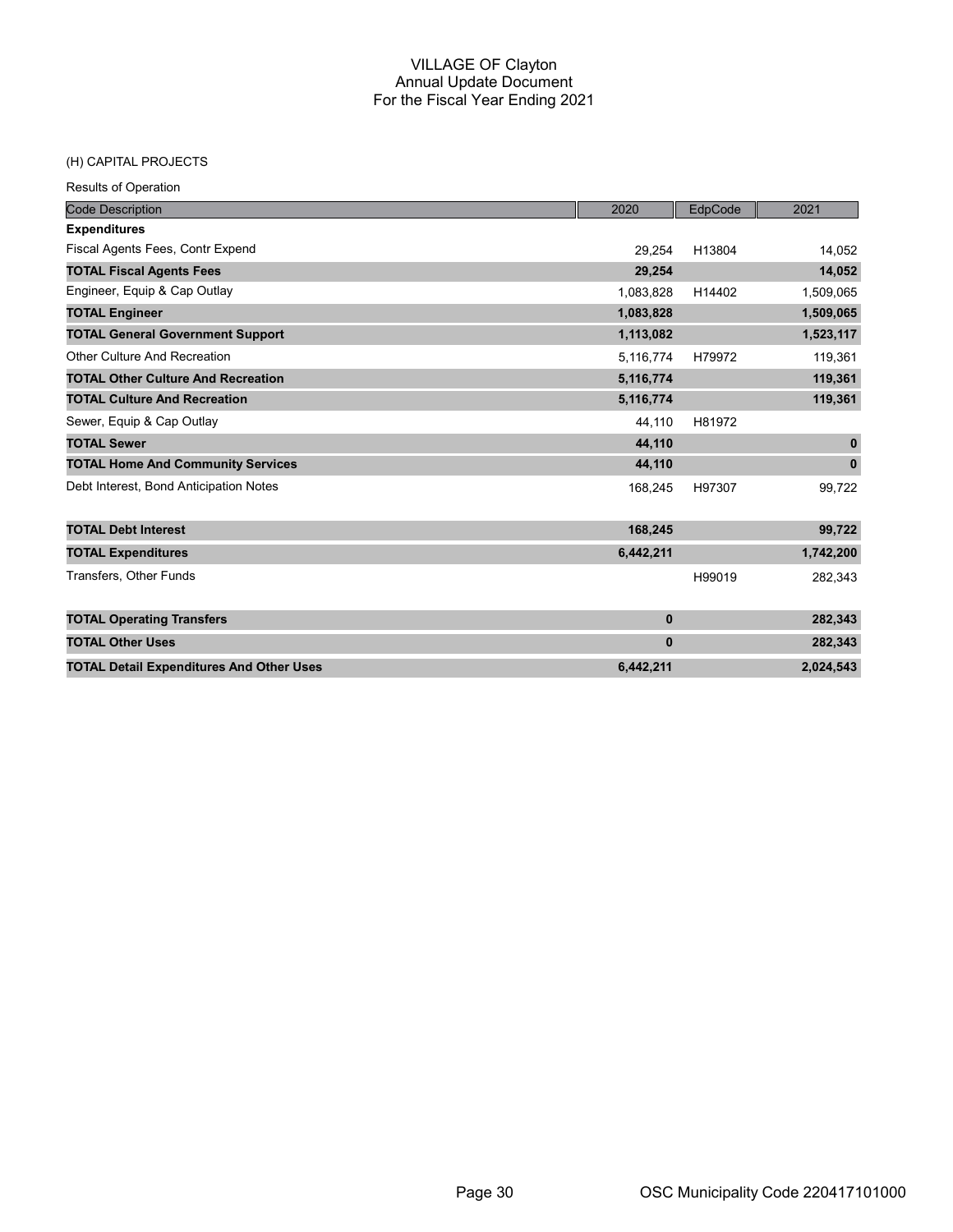# VILLAGE OF Clayton
## Annual Update Document
## For the Fiscal Year Ending 2021

(H) CAPITAL PROJECTS

Results of Operation

| Code Description | 2020 | EdpCode | 2021 |
|---|---|---|---|
| **Expenditures** | | | |
| Fiscal Agents Fees, Contr Expend | 29,254 | H13804 | 14,052 |
| **TOTAL Fiscal Agents Fees** | **29,254** | | **14,052** |
| Engineer, Equip & Cap Outlay | 1,083,828 | H14402 | 1,509,065 |
| **TOTAL Engineer** | **1,083,828** | | **1,509,065** |
| **TOTAL General Government Support** | **1,113,082** | | **1,523,117** |
| Other Culture And Recreation | 5,116,774 | H79972 | 119,361 |
| **TOTAL Other Culture And Recreation** | **5,116,774** | | **119,361** |
| **TOTAL Culture And Recreation** | **5,116,774** | | **119,361** |
| Sewer, Equip & Cap Outlay | 44,110 | H81972 | |
| **TOTAL Sewer** | **44,110** | | **0** |
| **TOTAL Home And Community Services** | **44,110** | | **0** |
| Debt Interest, Bond Anticipation Notes | 168,245 | H97307 | 99,722 |
| **TOTAL Debt Interest** | **168,245** | | **99,722** |
| **TOTAL Expenditures** | **6,442,211** | | **1,742,200** |
| Transfers, Other Funds | | H99019 | 282,343 |
| **TOTAL Operating Transfers** | **0** | | **282,343** |
| **TOTAL Other Uses** | **0** | | **282,343** |
| **TOTAL Detail Expenditures And Other Uses** | **6,442,211** | | **2,024,543** |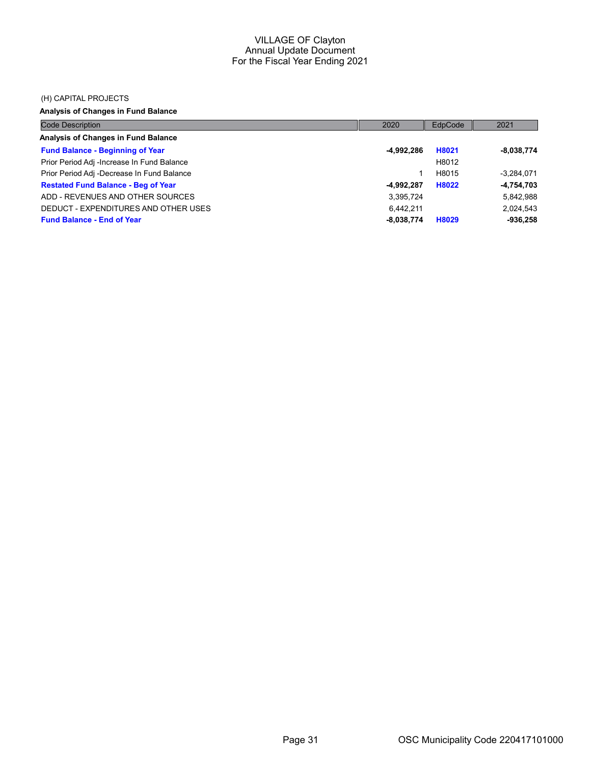VILLAGE OF Clayton
Annual Update Document
For the Fiscal Year Ending 2021

(H) CAPITAL PROJECTS

**Analysis of Changes in Fund Balance**

| Code Description | 2020 | EdpCode | 2021 |
|---|---|---|---|
| **Analysis of Changes in Fund Balance** | | | |
| **Fund Balance - Beginning of Year** | **-4,992,286** | **H8021** | **-8,038,774** |
| Prior Period Adj -Increase In Fund Balance | | H8012 | |
| Prior Period Adj -Decrease In Fund Balance | 1 | H8015 | -3,284,071 |
| **Restated Fund Balance - Beg of Year** | **-4,992,287** | **H8022** | **-4,754,703** |
| ADD - REVENUES AND OTHER SOURCES | 3,395,724 | | 5,842,988 |
| DEDUCT - EXPENDITURES AND OTHER USES | 6,442,211 | | 2,024,543 |
| **Fund Balance - End of Year** | **-8,038,774** | **H8029** | **-936,258** |

OSC Municipality Code 220417101000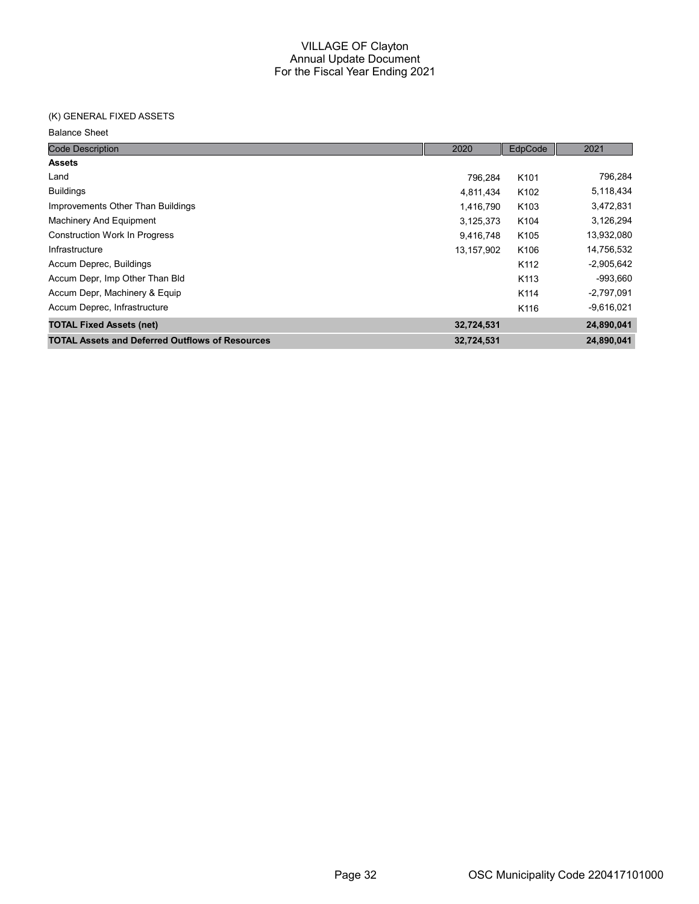# VILLAGE OF Clayton
## Annual Update Document
## For the Fiscal Year Ending 2021

(K) GENERAL FIXED ASSETS

Balance Sheet

| Code Description | 2020 | EdpCode | 2021 |
|---|---|---|---|
| **Assets** | | | |
| Land | 796,284 | K101 | 796,284 |
| Buildings | 4,811,434 | K102 | 5,118,434 |
| Improvements Other Than Buildings | 1,416,790 | K103 | 3,472,831 |
| Machinery And Equipment | 3,125,373 | K104 | 3,126,294 |
| Construction Work In Progress | 9,416,748 | K105 | 13,932,080 |
| Infrastructure | 13,157,902 | K106 | 14,756,532 |
| Accum Deprec, Buildings | | K112 | -2,905,642 |
| Accum Depr, Imp Other Than Bld | | K113 | -993,660 |
| Accum Depr, Machinery & Equip | | K114 | -2,797,091 |
| Accum Deprec, Infrastructure | | K116 | -9,616,021 |
| **TOTAL Fixed Assets (net)** | **32,724,531** | | **24,890,041** |
| **TOTAL Assets and Deferred Outflows of Resources** | **32,724,531** | | **24,890,041** |

OSC Municipality Code 220417101000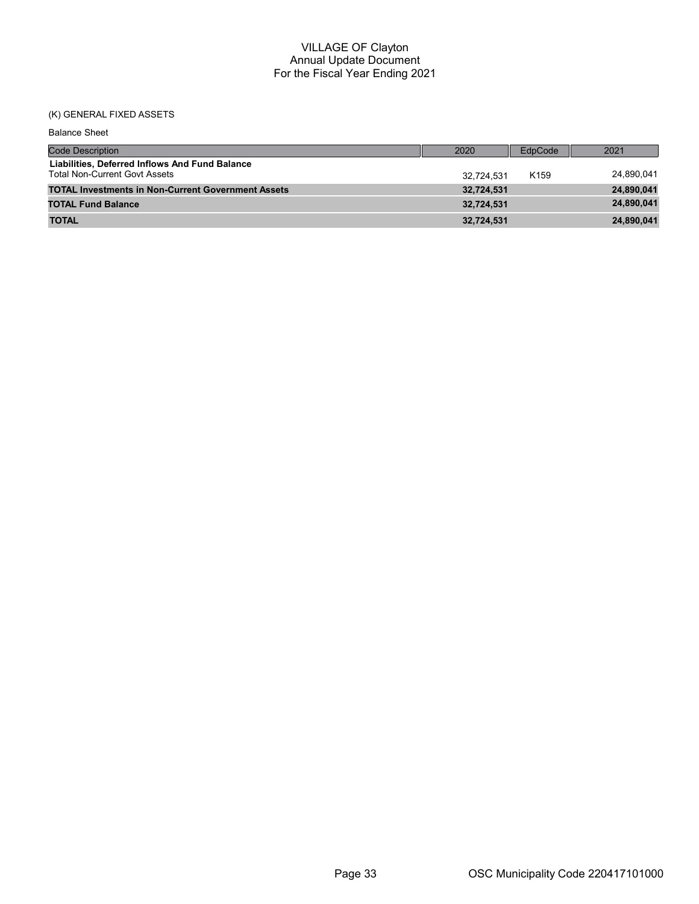# VILLAGE OF Clayton
## Annual Update Document
## For the Fiscal Year Ending 2021

(K) GENERAL FIXED ASSETS

Balance Sheet

| Code Description | 2020 | EdpCode | 2021 |
|---|---|---|---|
| **Liabilities, Deferred Inflows And Fund Balance** | | | |
| Total Non-Current Govt Assets | 32,724,531 | K159 | 24,890,041 |
| **TOTAL Investments in Non-Current Government Assets** | **32,724,531** | | **24,890,041** |
| **TOTAL Fund Balance** | **32,724,531** | | **24,890,041** |
| **TOTAL** | **32,724,531** | | **24,890,041** |

OSC Municipality Code 220417101000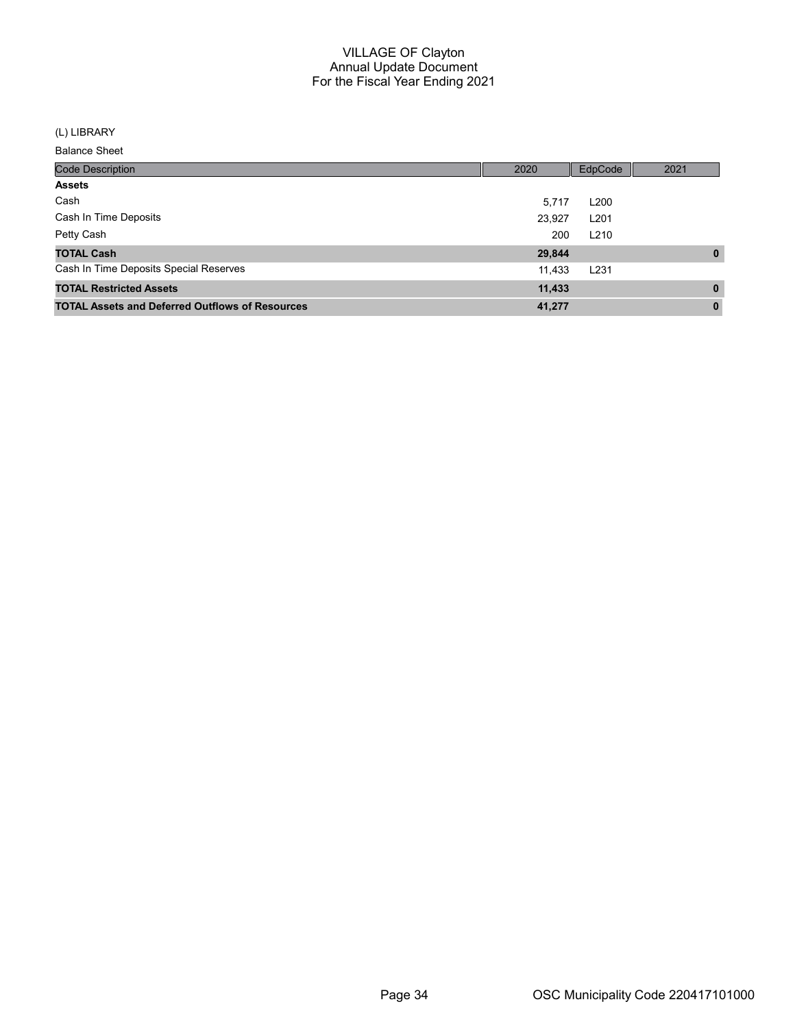# VILLAGE OF Clayton
## Annual Update Document
## For the Fiscal Year Ending 2021

(L) LIBRARY

Balance Sheet

| Code Description | 2020 | EdpCode | 2021 |
|---|---|---|---|
| **Assets** | | | |
| Cash | 5,717 | L200 | |
| Cash In Time Deposits | 23,927 | L201 | |
| Petty Cash | 200 | L210 | |
| **TOTAL Cash** | **29,844** | | **0** |
| Cash In Time Deposits Special Reserves | 11,433 | L231 | |
| **TOTAL Restricted Assets** | **11,433** | | **0** |
| **TOTAL Assets and Deferred Outflows of Resources** | **41,277** | | **0** |

OSC Municipality Code 220417101000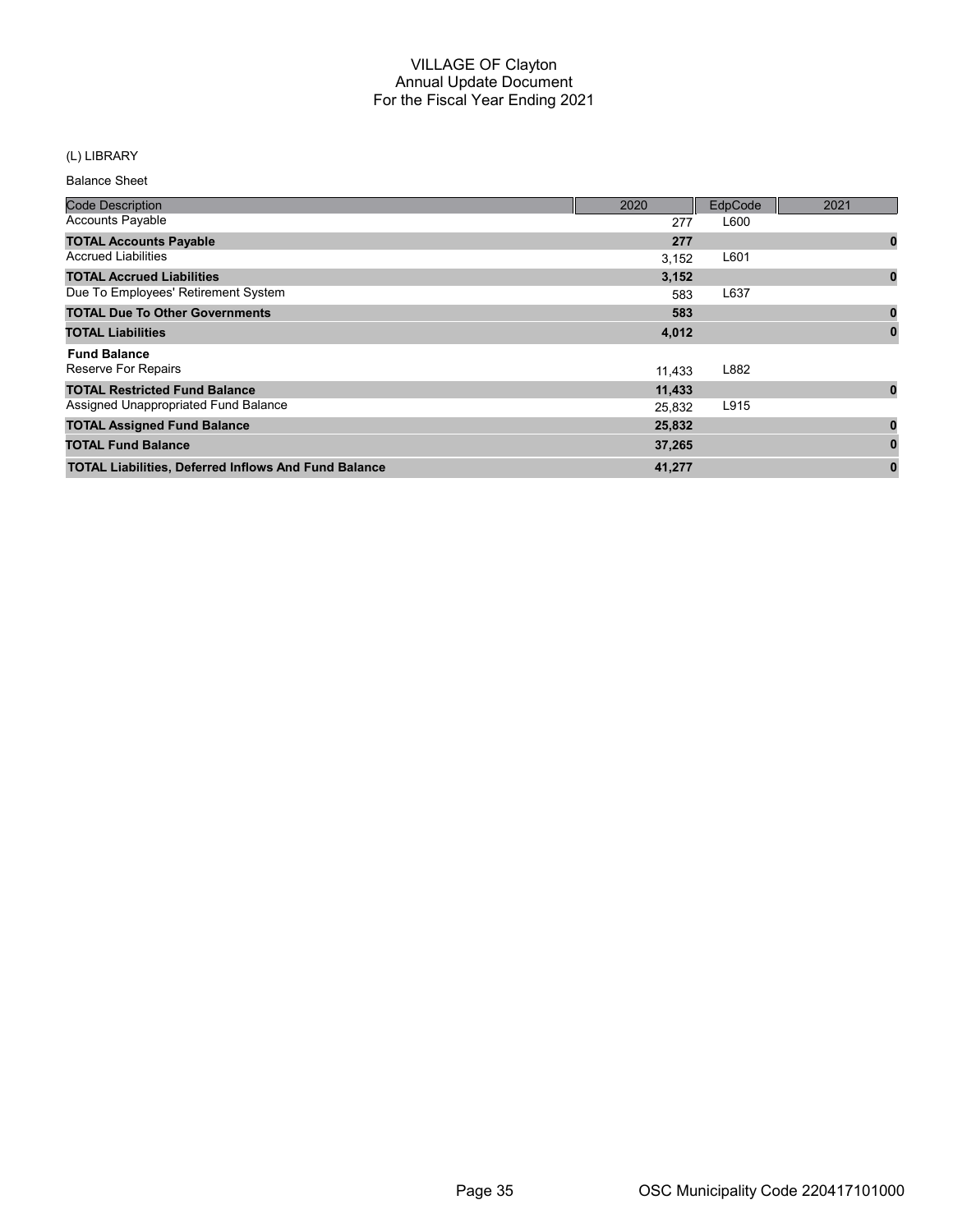# VILLAGE OF Clayton
## Annual Update Document
## For the Fiscal Year Ending 2021

(L) LIBRARY

Balance Sheet

| Code Description | 2020 | EdpCode | 2021 |
|---|---|---|---|
| Accounts Payable | 277 | L600 | |
| **TOTAL Accounts Payable** | **277** | | **0** |
| Accrued Liabilities | 3,152 | L601 | |
| **TOTAL Accrued Liabilities** | **3,152** | | **0** |
| Due To Employees' Retirement System | 583 | L637 | |
| **TOTAL Due To Other Governments** | **583** | | **0** |
| **TOTAL Liabilities** | **4,012** | | **0** |
| **Fund Balance** | | | |
| Reserve For Repairs | 11,433 | L882 | |
| **TOTAL Restricted Fund Balance** | **11,433** | | **0** |
| Assigned Unappropriated Fund Balance | 25,832 | L915 | |
| **TOTAL Assigned Fund Balance** | **25,832** | | **0** |
| **TOTAL Fund Balance** | **37,265** | | **0** |
| **TOTAL Liabilities, Deferred Inflows And Fund Balance** | **41,277** | | **0** |

OSC Municipality Code 220417101000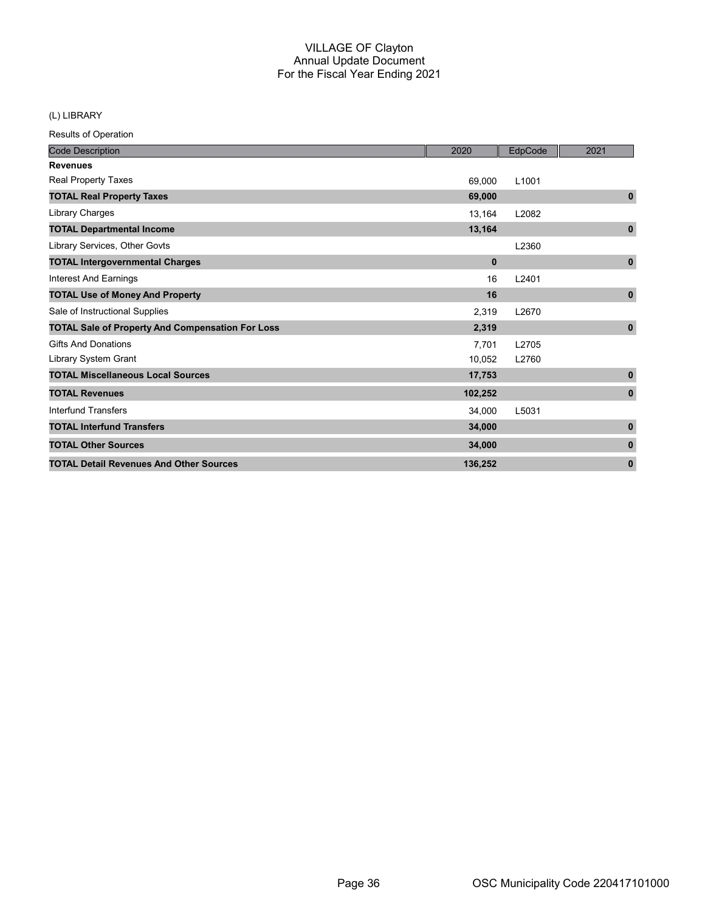# VILLAGE OF Clayton
## Annual Update Document
## For the Fiscal Year Ending 2021

(L) LIBRARY

Results of Operation

| Code Description | 2020 | EdpCode | 2021 |
|---|---|---|---|
| **Revenues** | | | |
| Real Property Taxes | 69,000 | L1001 | |
| **TOTAL Real Property Taxes** | **69,000** | | **0** |
| Library Charges | 13,164 | L2082 | |
| **TOTAL Departmental Income** | **13,164** | | **0** |
| Library Services, Other Govts | | L2360 | |
| **TOTAL Intergovernmental Charges** | **0** | | **0** |
| Interest And Earnings | 16 | L2401 | |
| **TOTAL Use of Money And Property** | **16** | | **0** |
| Sale of Instructional Supplies | 2,319 | L2670 | |
| **TOTAL Sale of Property And Compensation For Loss** | **2,319** | | **0** |
| Gifts And Donations | 7,701 | L2705 | |
| Library System Grant | 10,052 | L2760 | |
| **TOTAL Miscellaneous Local Sources** | **17,753** | | **0** |
| **TOTAL Revenues** | **102,252** | | **0** |
| Interfund Transfers | 34,000 | L5031 | |
| **TOTAL Interfund Transfers** | **34,000** | | **0** |
| **TOTAL Other Sources** | **34,000** | | **0** |
| **TOTAL Detail Revenues And Other Sources** | **136,252** | | **0** |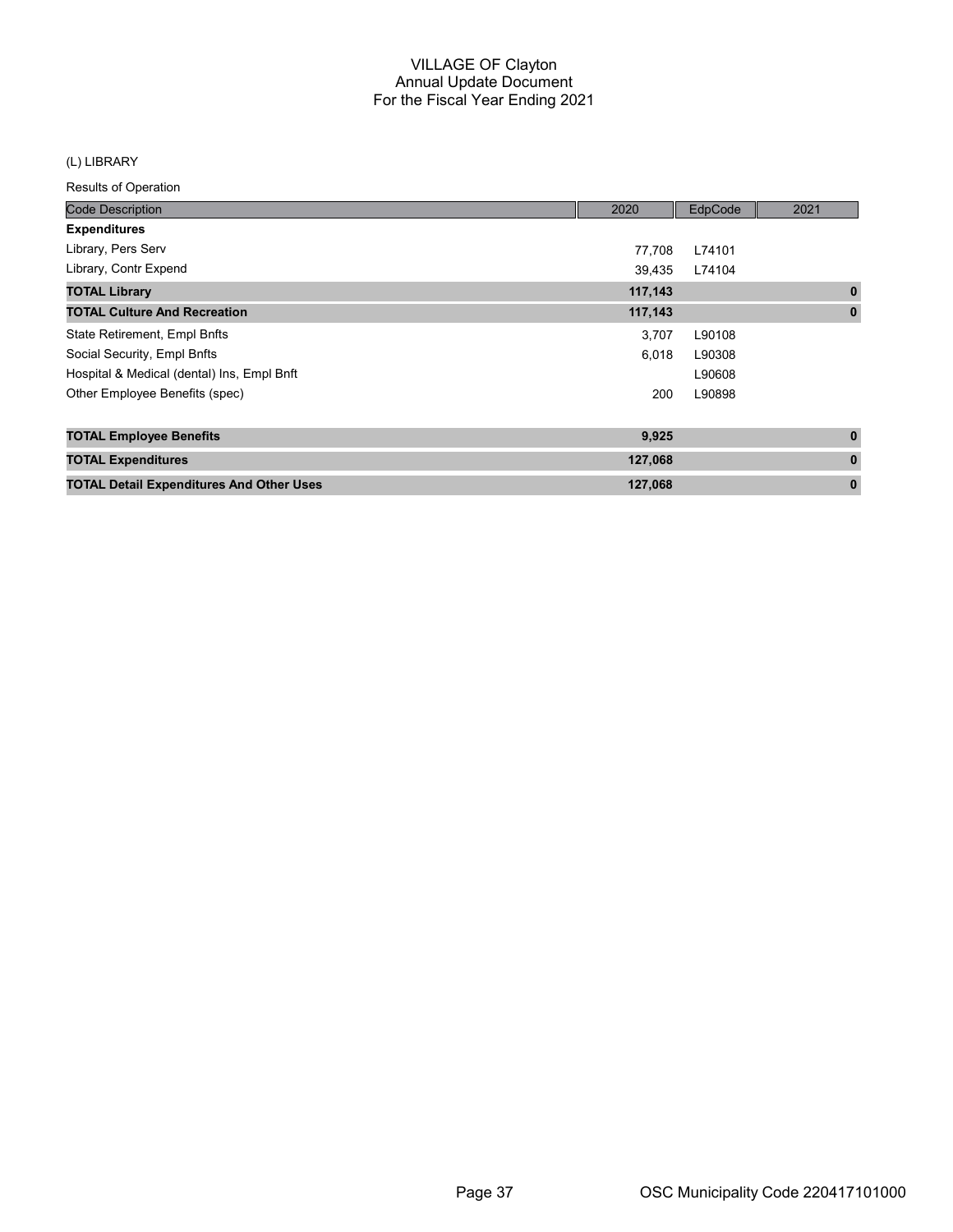# VILLAGE OF Clayton
## Annual Update Document
## For the Fiscal Year Ending 2021

(L) LIBRARY

Results of Operation

| Code Description | 2020 | EdpCode | 2021 |
|---|---|---|---|
| **Expenditures** | | | |
| Library, Pers Serv | 77,708 | L74101 | |
| Library, Contr Expend | 39,435 | L74104 | |
| **TOTAL Library** | **117,143** | | **0** |
| **TOTAL Culture And Recreation** | **117,143** | | **0** |
| State Retirement, Empl Bnfts | 3,707 | L90108 | |
| Social Security, Empl Bnfts | 6,018 | L90308 | |
| Hospital & Medical (dental) Ins, Empl Bnft | | L90608 | |
| Other Employee Benefits (spec) | 200 | L90898 | |
| **TOTAL Employee Benefits** | **9,925** | | **0** |
| **TOTAL Expenditures** | **127,068** | | **0** |
| **TOTAL Detail Expenditures And Other Uses** | **127,068** | | **0** |

OSC Municipality Code 220417101000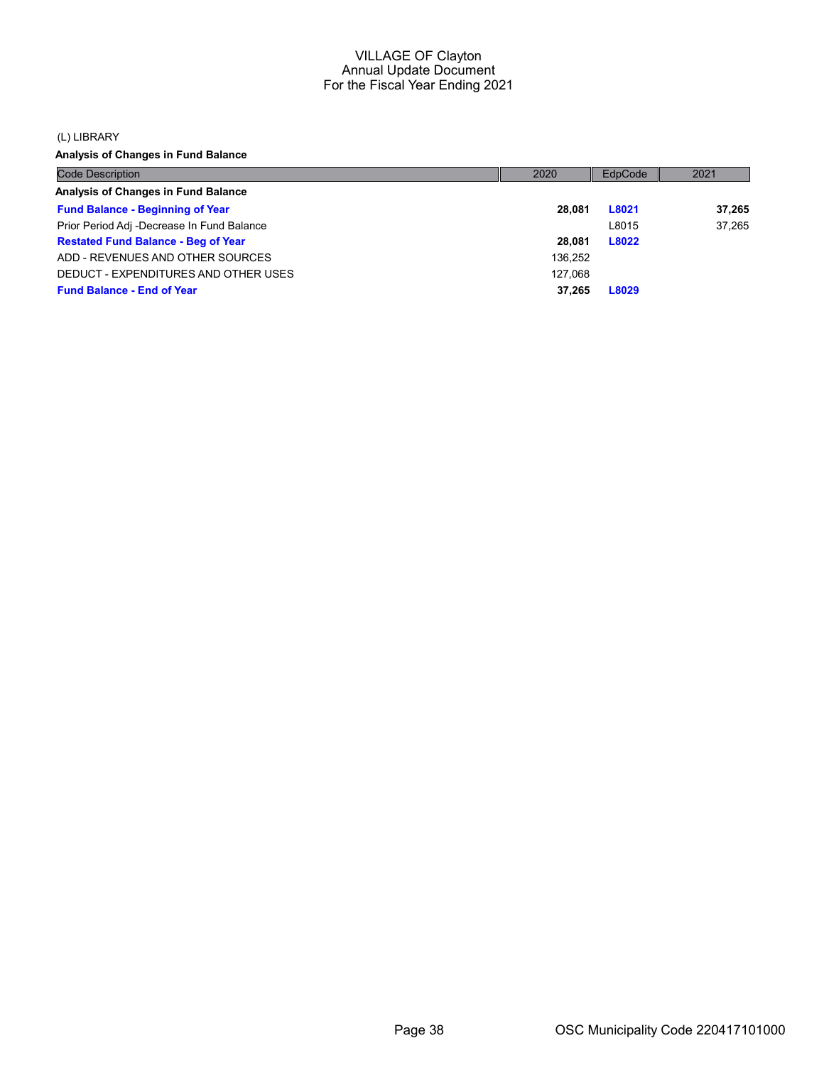# VILLAGE OF Clayton
## Annual Update Document
## For the Fiscal Year Ending 2021

(L) LIBRARY

**Analysis of Changes in Fund Balance**

| Code Description | 2020 | EdpCode | 2021 |
|---|---|---|---|
| **Analysis of Changes in Fund Balance** | | | |
| **Fund Balance - Beginning of Year** | **28,081** | **L8021** | **37,265** |
| Prior Period Adj -Decrease In Fund Balance | | L8015 | 37,265 |
| **Restated Fund Balance - Beg of Year** | **28,081** | **L8022** | |
| ADD - REVENUES AND OTHER SOURCES | 136,252 | | |
| DEDUCT - EXPENDITURES AND OTHER USES | 127,068 | | |
| **Fund Balance - End of Year** | **37,265** | **L8029** | |

OSC Municipality Code 220417101000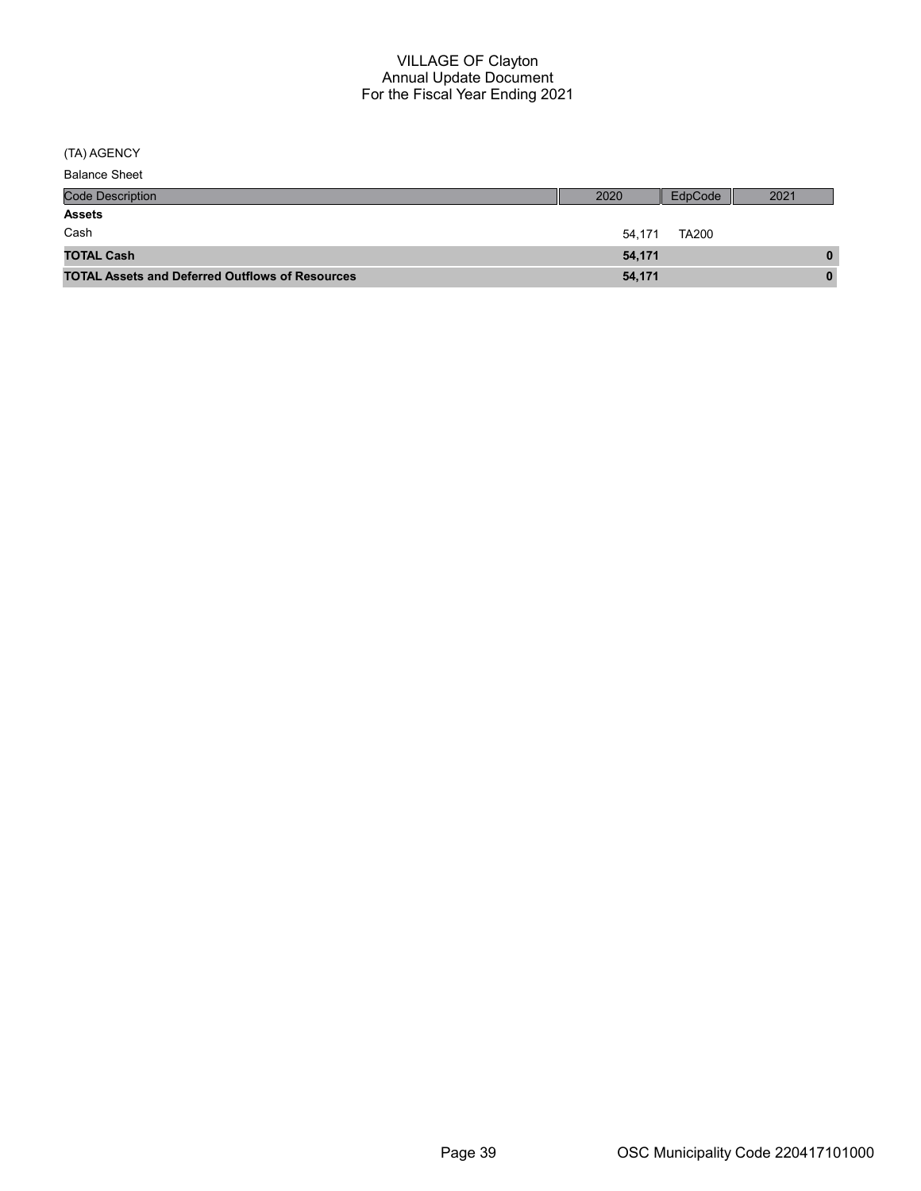# VILLAGE OF Clayton
## Annual Update Document
## For the Fiscal Year Ending 2021

(TA) AGENCY

Balance Sheet

| Code Description | 2020 | EdpCode | 2021 |
|---|---|---|---|
| **Assets** | | | |
| Cash | 54,171 | TA200 | |
| **TOTAL Cash** | **54,171** | | **0** |
| **TOTAL Assets and Deferred Outflows of Resources** | **54,171** | | **0** |

OSC Municipality Code 220417101000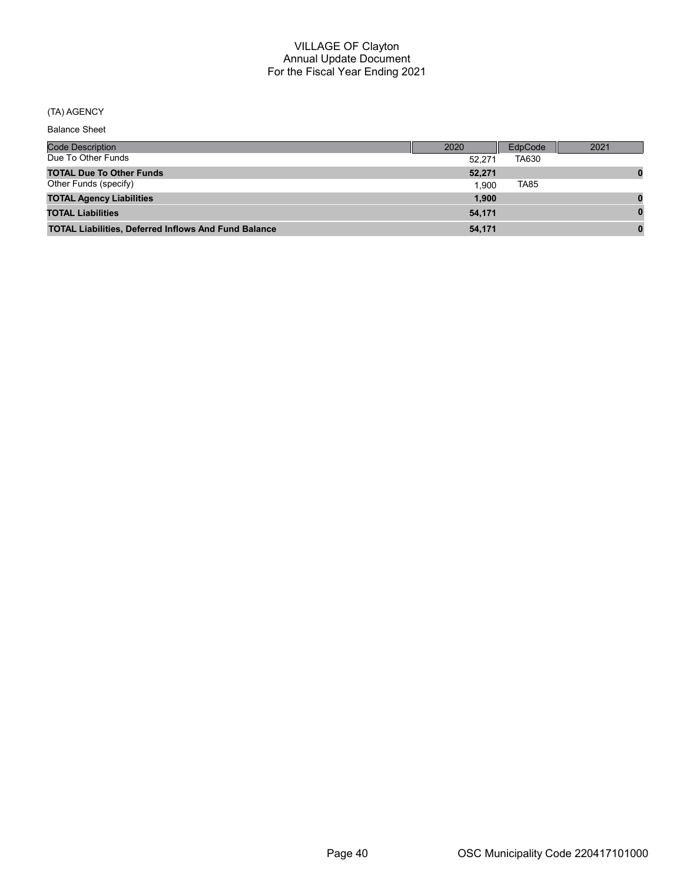# VILLAGE OF Clayton
## Annual Update Document
## For the Fiscal Year Ending 2021

(TA) AGENCY

Balance Sheet

| Code Description | 2020 | EdpCode | 2021 |
|---|---|---|---|
| Due To Other Funds | 52,271 | TA630 | |
| **TOTAL Due To Other Funds** | **52,271** | | **0** |
| Other Funds (specify) | 1,900 | TA85 | |
| **TOTAL Agency Liabilities** | **1,900** | | **0** |
| **TOTAL Liabilities** | **54,171** | | **0** |
| **TOTAL Liabilities, Deferred Inflows And Fund Balance** | **54,171** | | **0** |

OSC Municipality Code 220417101000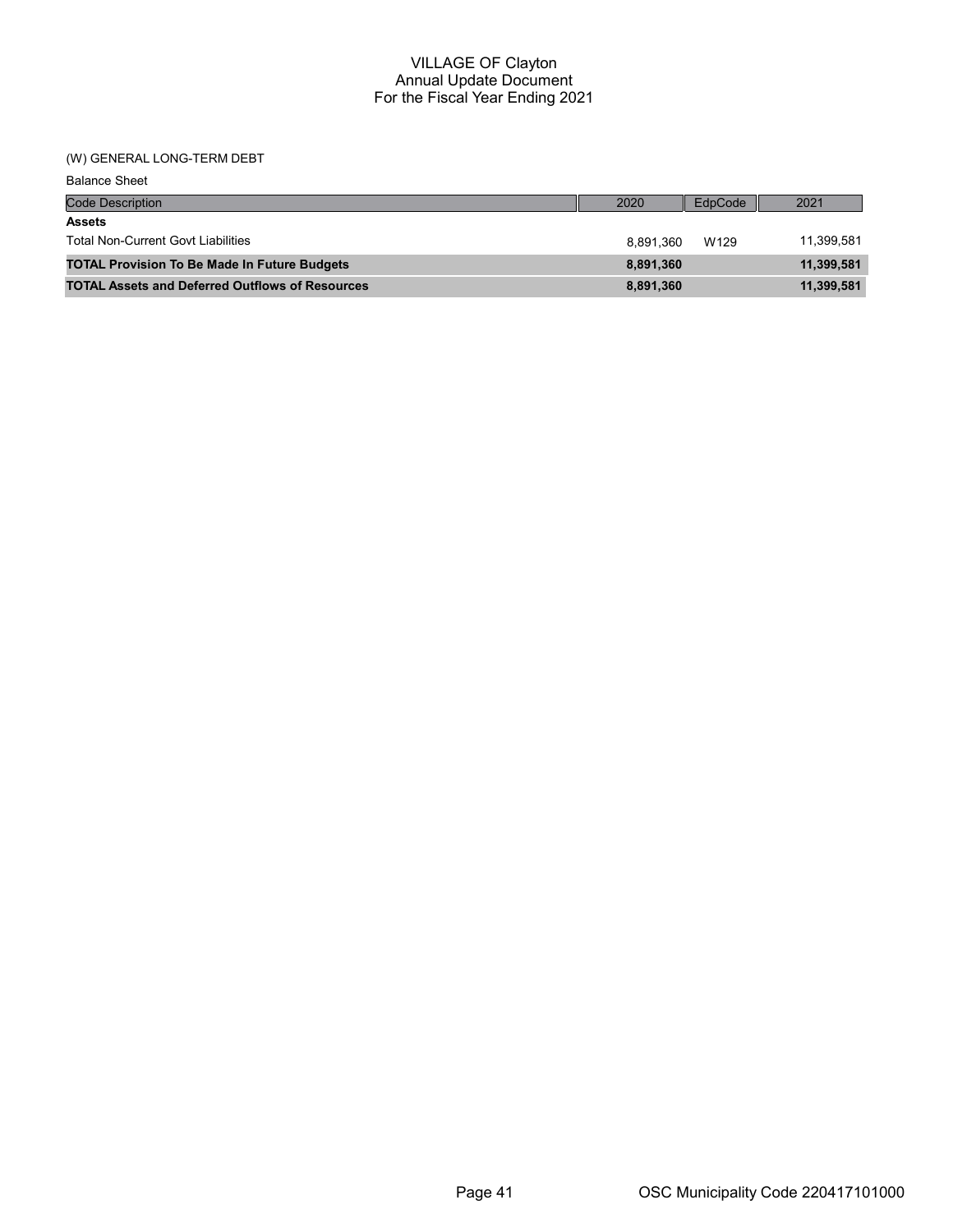# VILLAGE OF Clayton
## Annual Update Document
## For the Fiscal Year Ending 2021

(W) GENERAL LONG-TERM DEBT

Balance Sheet

| Code Description | 2020 | EdpCode | 2021 |
|---|---|---|---|
| **Assets** | | | |
| Total Non-Current Govt Liabilities | 8,891,360 | W129 | 11,399,581 |
| **TOTAL Provision To Be Made In Future Budgets** | **8,891,360** | | **11,399,581** |
| **TOTAL Assets and Deferred Outflows of Resources** | **8,891,360** | | **11,399,581** |

OSC Municipality Code 220417101000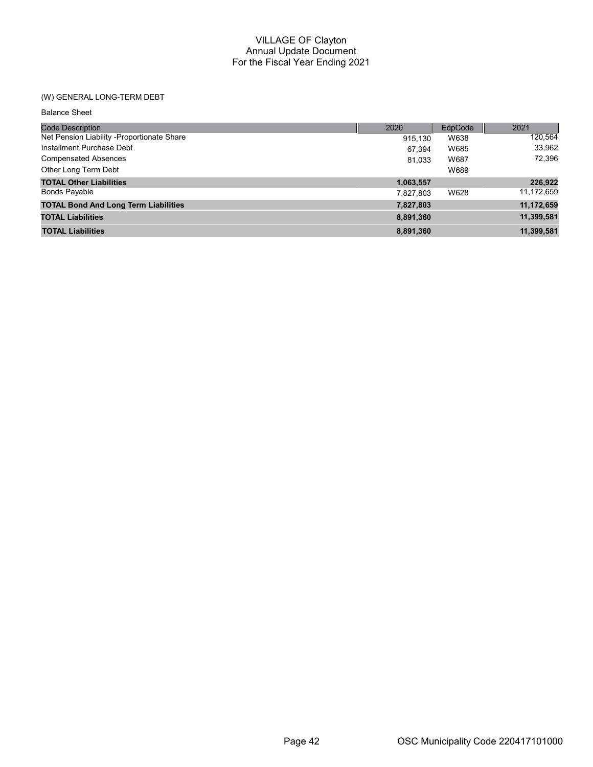# VILLAGE OF Clayton
## Annual Update Document
## For the Fiscal Year Ending 2021

(W) GENERAL LONG-TERM DEBT

Balance Sheet

| Code Description | 2020 | EdpCode | 2021 |
|---|---|---|---|
| Net Pension Liability -Proportionate Share | 915,130 | W638 | 120,564 |
| Installment Purchase Debt | 67,394 | W685 | 33,962 |
| Compensated Absences | 81,033 | W687 | 72,396 |
| Other Long Term Debt | | W689 | |
| **TOTAL Other Liabilities** | **1,063,557** | | **226,922** |
| Bonds Payable | 7,827,803 | W628 | 11,172,659 |
| **TOTAL Bond And Long Term Liabilities** | **7,827,803** | | **11,172,659** |
| **TOTAL Liabilities** | **8,891,360** | | **11,399,581** |
| **TOTAL Liabilities** | **8,891,360** | | **11,399,581** |

OSC Municipality Code 220417101000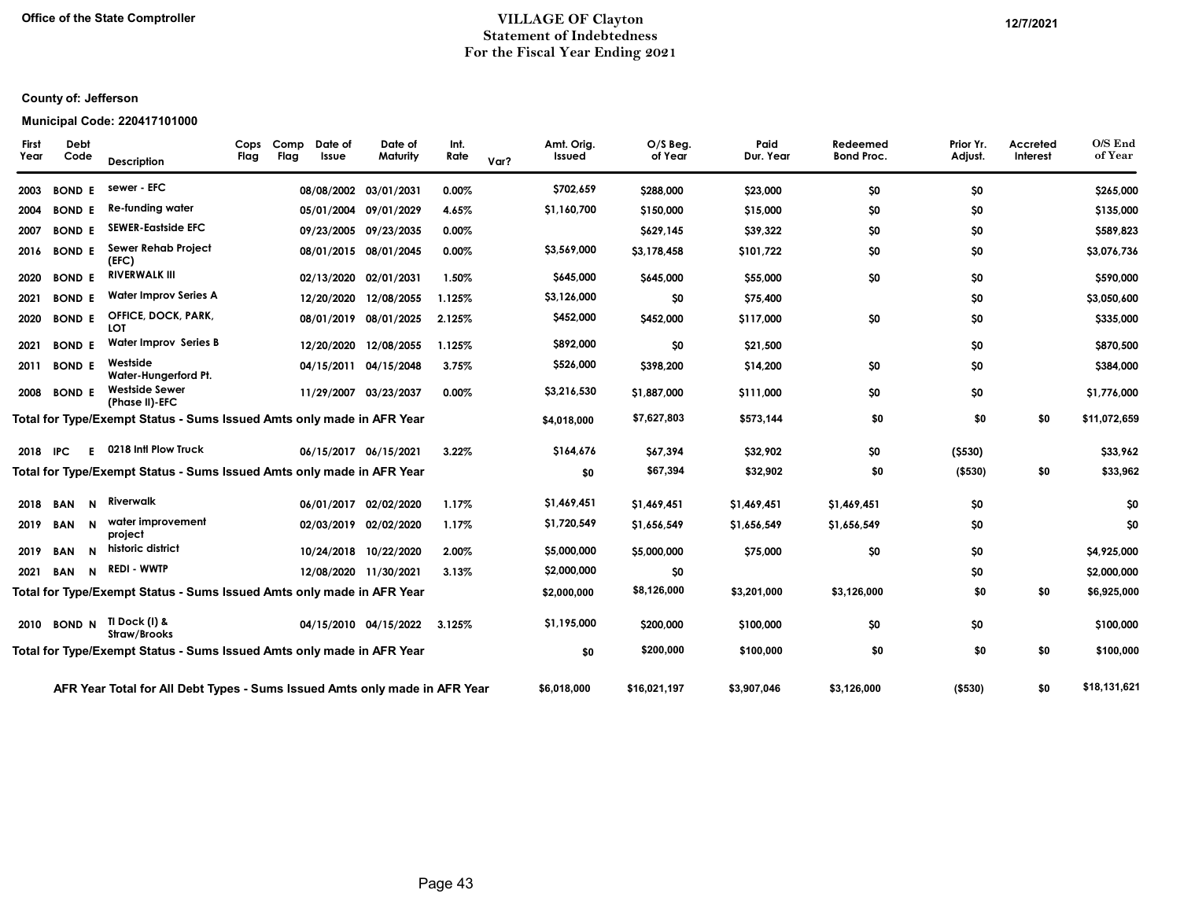Office of the State Comptroller

# VILLAGE OF Clayton
## Statement of Indebtedness
## For the Fiscal Year Ending 2021

12/7/2021

**County of: Jefferson**

**Municipal Code: 220417101000**

| First Year | Debt Code | | Description | Cops Flag | Comp Flag | Date of Issue | Date of Maturity | Int. Rate | Var? | Amt. Orig. Issued | O/S Beg. of Year | Paid Dur. Year | Redeemed Bond Proc. | Prior Yr. Adjust. | Accreted Interest | O/S End of Year |
|---|---|---|---|---|---|---|---|---|---|---|---|---|---|---|---|---|
| 2003 | BOND | E | sewer - EFC | | | 08/08/2002 | 03/01/2031 | 0.00% | | $702,659 | $288,000 | $23,000 | $0 | $0 | | $265,000 |
| 2004 | BOND | E | Re-funding water | | | 05/01/2004 | 09/01/2029 | 4.65% | | $1,160,700 | $150,000 | $15,000 | $0 | $0 | | $135,000 |
| 2007 | BOND | E | SEWER-Eastside EFC | | | 09/23/2005 | 09/23/2035 | 0.00% | | | $629,145 | $39,322 | $0 | $0 | | $589,823 |
| 2016 | BOND | E | Sewer Rehab Project (EFC) | | | 08/01/2015 | 08/01/2045 | 0.00% | | $3,569,000 | $3,178,458 | $101,722 | $0 | $0 | | $3,076,736 |
| 2020 | BOND | E | RIVERWALK III | | | 02/13/2020 | 02/01/2031 | 1.50% | | $645,000 | $645,000 | $55,000 | $0 | $0 | | $590,000 |
| 2021 | BOND | E | Water Improv Series A | | | 12/20/2020 | 12/08/2055 | 1.125% | | $3,126,000 | $0 | $75,400 | | $0 | | $3,050,600 |
| 2020 | BOND | E | OFFICE, DOCK, PARK, LOT | | | 08/01/2019 | 08/01/2025 | 2.125% | | $452,000 | $452,000 | $117,000 | $0 | $0 | | $335,000 |
| 2021 | BOND | E | Water Improv Series B | | | 12/20/2020 | 12/08/2055 | 1.125% | | $892,000 | $0 | $21,500 | | $0 | | $870,500 |
| 2011 | BOND | E | Westside Water-Hungerford Pt. | | | 04/15/2011 | 04/15/2048 | 3.75% | | $526,000 | $398,200 | $14,200 | $0 | $0 | | $384,000 |
| 2008 | BOND | E | Westside Sewer (Phase II)-EFC | | | 11/29/2007 | 03/23/2037 | 0.00% | | $3,216,530 | $1,887,000 | $111,000 | $0 | $0 | | $1,776,000 |
| **Total for Type/Exempt Status - Sums Issued Amts only made in AFR Year** | | | | | | | | | | **$4,018,000** | **$7,627,803** | **$573,144** | **$0** | **$0** | **$0** | **$11,072,659** |
| 2018 | IPC | E | 0218 Intl Plow Truck | | | 06/15/2017 | 06/15/2021 | 3.22% | | $164,676 | $67,394 | $32,902 | $0 | ($530) | | $33,962 |
| **Total for Type/Exempt Status - Sums Issued Amts only made in AFR Year** | | | | | | | | | | **$0** | **$67,394** | **$32,902** | **$0** | **($530)** | **$0** | **$33,962** |
| 2018 | BAN | N | Riverwalk | | | 06/01/2017 | 02/02/2020 | 1.17% | | $1,469,451 | $1,469,451 | $1,469,451 | $1,469,451 | $0 | | $0 |
| 2019 | BAN | N | water improvement project | | | 02/03/2019 | 02/02/2020 | 1.17% | | $1,720,549 | $1,656,549 | $1,656,549 | $1,656,549 | $0 | | $0 |
| 2019 | BAN | N | historic district | | | 10/24/2018 | 10/22/2020 | 2.00% | | $5,000,000 | $5,000,000 | $75,000 | $0 | $0 | | $4,925,000 |
| 2021 | BAN | N | REDI - WWTP | | | 12/08/2020 | 11/30/2021 | 3.13% | | $2,000,000 | $0 | | | $0 | | $2,000,000 |
| **Total for Type/Exempt Status - Sums Issued Amts only made in AFR Year** | | | | | | | | | | **$2,000,000** | **$8,126,000** | **$3,201,000** | **$3,126,000** | **$0** | **$0** | **$6,925,000** |
| 2010 | BOND | N | TI Dock (I) & Straw/Brooks | | | 04/15/2010 | 04/15/2022 | 3.125% | | $1,195,000 | $200,000 | $100,000 | $0 | $0 | | $100,000 |
| **Total for Type/Exempt Status - Sums Issued Amts only made in AFR Year** | | | | | | | | | | **$0** | **$200,000** | **$100,000** | **$0** | **$0** | **$0** | **$100,000** |
| **AFR Year Total for All Debt Types - Sums Issued Amts only made in AFR Year** | | | | | | | | | | **$6,018,000** | **$16,021,197** | **$3,907,046** | **$3,126,000** | **($530)** | **$0** | **$18,131,621** |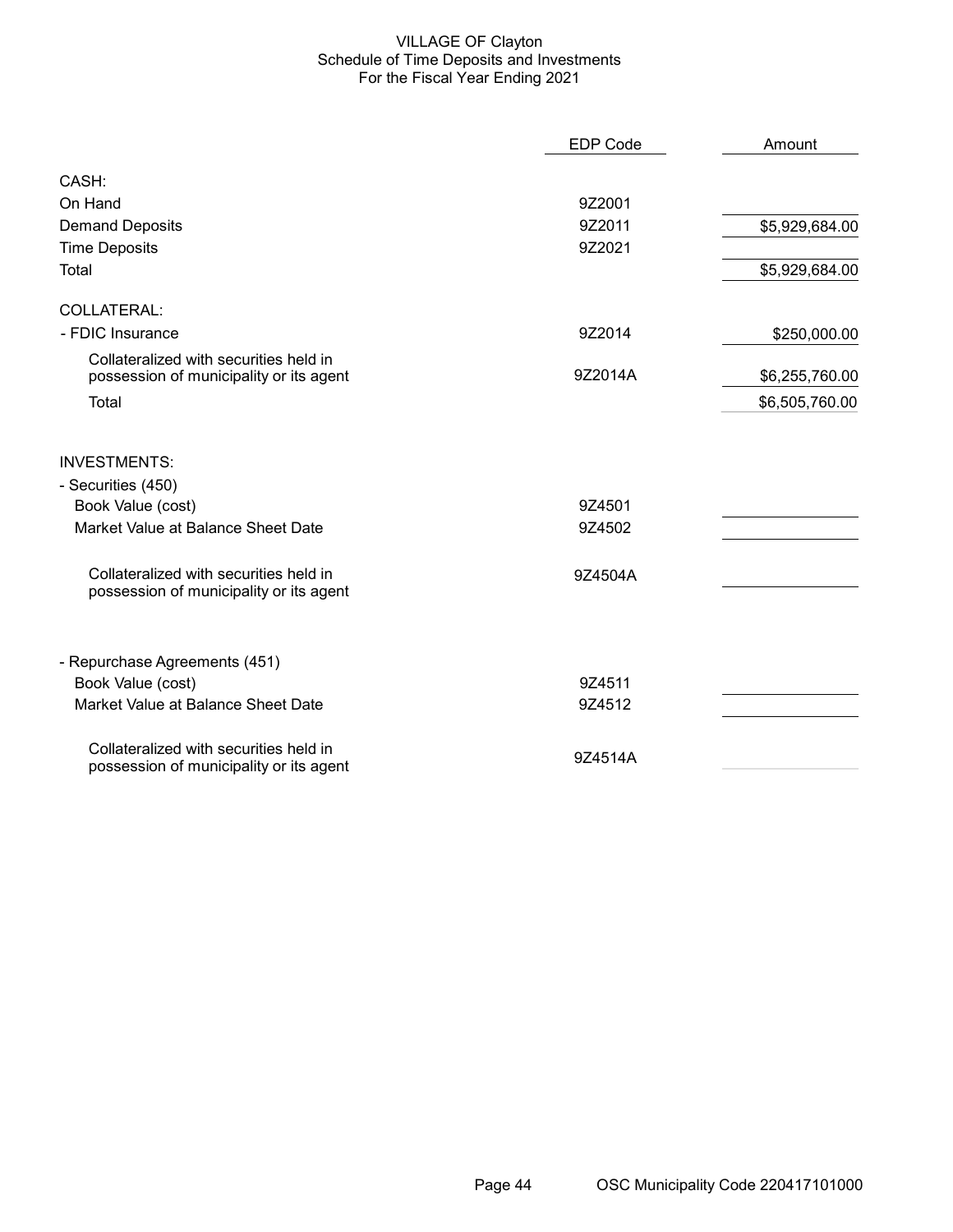# VILLAGE OF Clayton
## Schedule of Time Deposits and Investments
### For the Fiscal Year Ending 2021

| | EDP Code | Amount |
|---|---|---|
| **CASH:** | | |
| On Hand | 9Z2001 | |
| Demand Deposits | 9Z2011 | $5,929,684.00 |
| Time Deposits | 9Z2021 | |
| Total | | $5,929,684.00 |
| **COLLATERAL:** | | |
| - FDIC Insurance | 9Z2014 | $250,000.00 |
| Collateralized with securities held in possession of municipality or its agent | 9Z2014A | $6,255,760.00 |
| Total | | $6,505,760.00 |
| **INVESTMENTS:** | | |
| - Securities (450) | | |
| Book Value (cost) | 9Z4501 | |
| Market Value at Balance Sheet Date | 9Z4502 | |
| Collateralized with securities held in possession of municipality or its agent | 9Z4504A | |
| - Repurchase Agreements (451) | | |
| Book Value (cost) | 9Z4511 | |
| Market Value at Balance Sheet Date | 9Z4512 | |
| Collateralized with securities held in possession of municipality or its agent | 9Z4514A | |

OSC Municipality Code 220417101000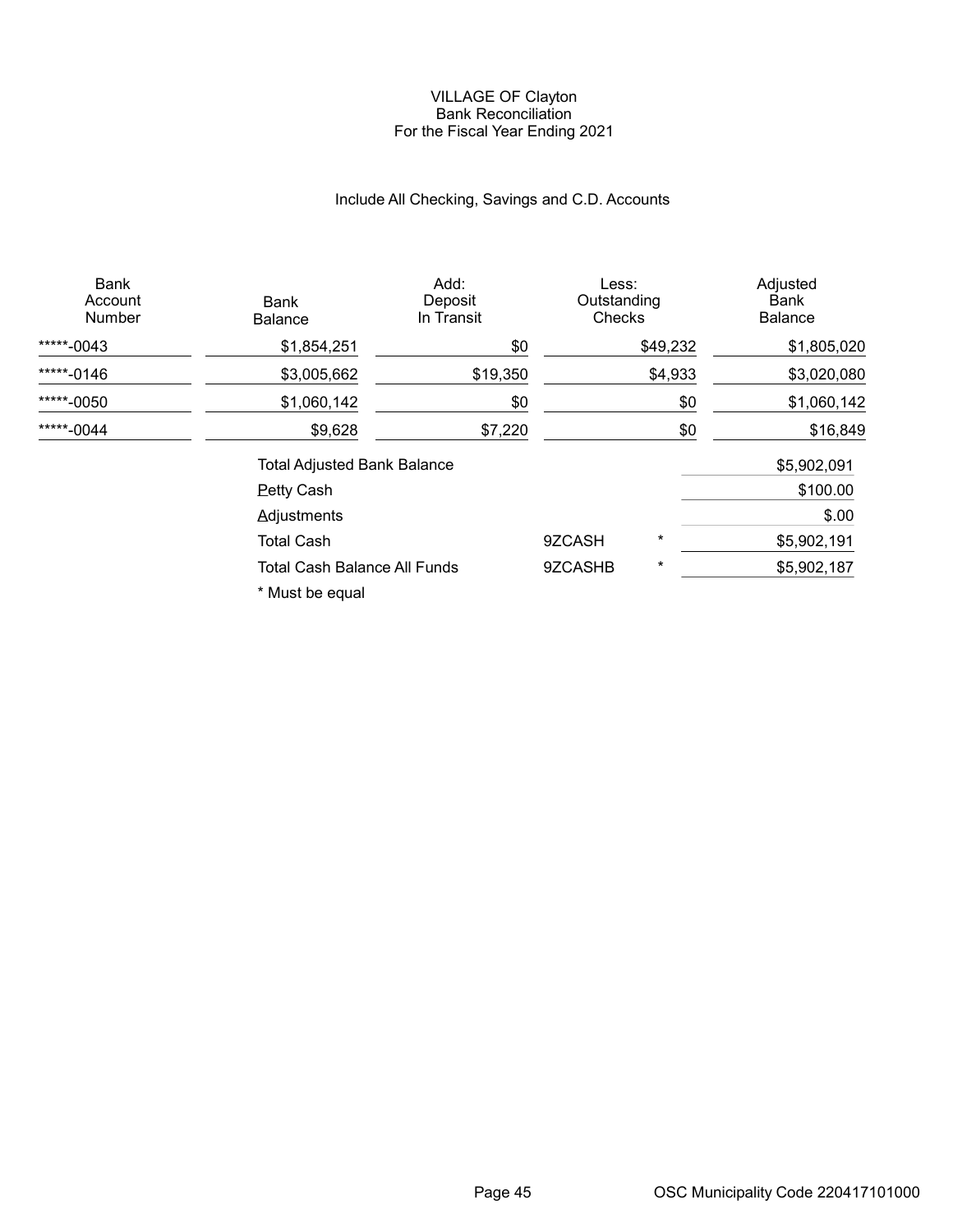# VILLAGE OF Clayton
## Bank Reconciliation
### For the Fiscal Year Ending 2021

Include All Checking, Savings and C.D. Accounts

| Bank Account Number | Bank Balance | Add: Deposit In Transit | Less: Outstanding Checks | Adjusted Bank Balance |
|---|---|---|---|---|
| *****-0043 | $1,854,251 | $0 | $49,232 | $1,805,020 |
| *****-0146 | $3,005,662 | $19,350 | $4,933 | $3,020,080 |
| *****-0050 | $1,060,142 | $0 | $0 | $1,060,142 |
| *****-0044 | $9,628 | $7,220 | $0 | $16,849 |

| | | | |
|---|---|---|---|
| Total Adjusted Bank Balance | | | $5,902,091 |
| Petty Cash | | | $100.00 |
| Adjustments | | | $.00 |
| Total Cash | 9ZCASH | * | $5,902,191 |
| Total Cash Balance All Funds | 9ZCASHB | * | $5,902,187 |

* Must be equal

OSC Municipality Code 220417101000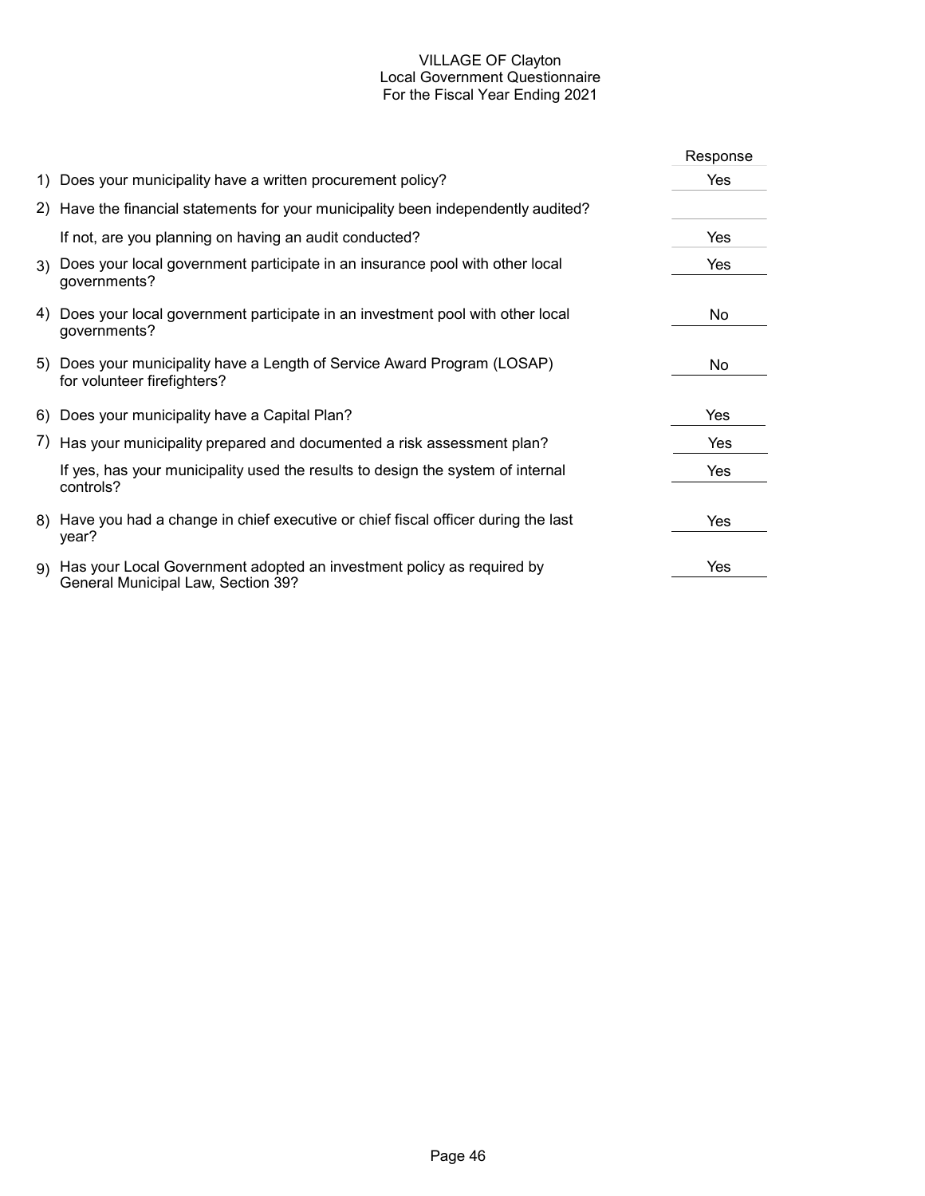# VILLAGE OF Clayton
## Local Government Questionnaire
### For the Fiscal Year Ending 2021

| | Question | Response |
|---|---|---|
| 1) | Does your municipality have a written procurement policy? | Yes |
| 2) | Have the financial statements for your municipality been independently audited? | |
| | If not, are you planning on having an audit conducted? | Yes |
| 3) | Does your local government participate in an insurance pool with other local governments? | Yes |
| 4) | Does your local government participate in an investment pool with other local governments? | No |
| 5) | Does your municipality have a Length of Service Award Program (LOSAP) for volunteer firefighters? | No |
| 6) | Does your municipality have a Capital Plan? | Yes |
| 7) | Has your municipality prepared and documented a risk assessment plan? | Yes |
| | If yes, has your municipality used the results to design the system of internal controls? | Yes |
| 8) | Have you had a change in chief executive or chief fiscal officer during the last year? | Yes |
| 9) | Has your Local Government adopted an investment policy as required by General Municipal Law, Section 39? | Yes |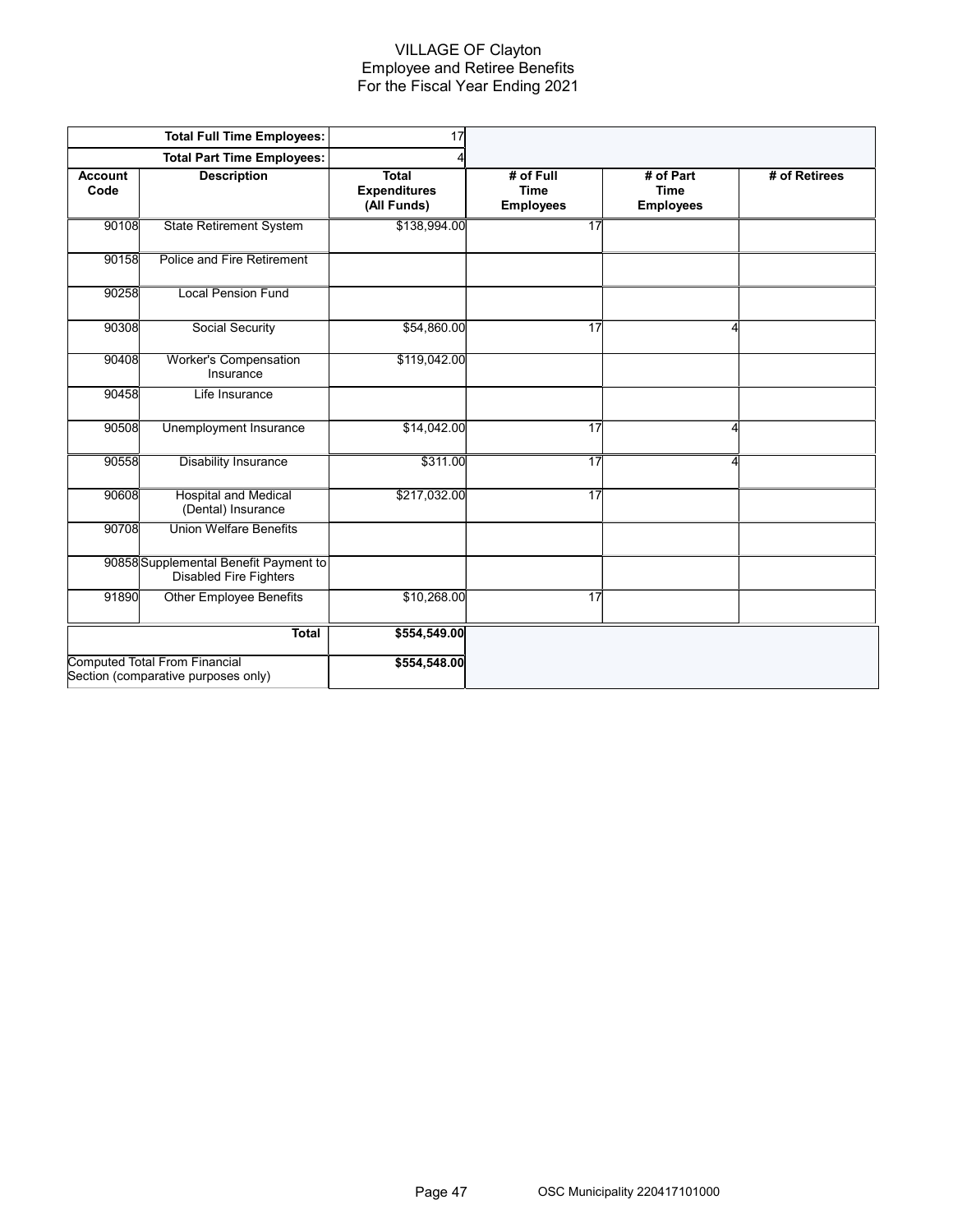# VILLAGE OF Clayton
## Employee and Retiree Benefits
### For the Fiscal Year Ending 2021

| | **Total Full Time Employees:** | 17 | | | |
|---|---|---|---|---|---|
| | **Total Part Time Employees:** | 4 | | | |
| **Account Code** | **Description** | **Total Expenditures (All Funds)** | **# of Full Time Employees** | **# of Part Time Employees** | **# of Retirees** |
| 90108 | State Retirement System | $138,994.00 | 17 | | |
| 90158 | Police and Fire Retirement | | | | |
| 90258 | Local Pension Fund | | | | |
| 90308 | Social Security | $54,860.00 | 17 | 4 | |
| 90408 | Worker's Compensation Insurance | $119,042.00 | | | |
| 90458 | Life Insurance | | | | |
| 90508 | Unemployment Insurance | $14,042.00 | 17 | 4 | |
| 90558 | Disability Insurance | $311.00 | 17 | 4 | |
| 90608 | Hospital and Medical (Dental) Insurance | $217,032.00 | 17 | | |
| 90708 | Union Welfare Benefits | | | | |
| 90858 | Supplemental Benefit Payment to Disabled Fire Fighters | | | | |
| 91890 | Other Employee Benefits | $10,268.00 | 17 | | |
| | **Total** | **$554,549.00** | | | |
| Computed Total From Financial Section (comparative purposes only) | | **$554,548.00** | | | |

OSC Municipality 220417101000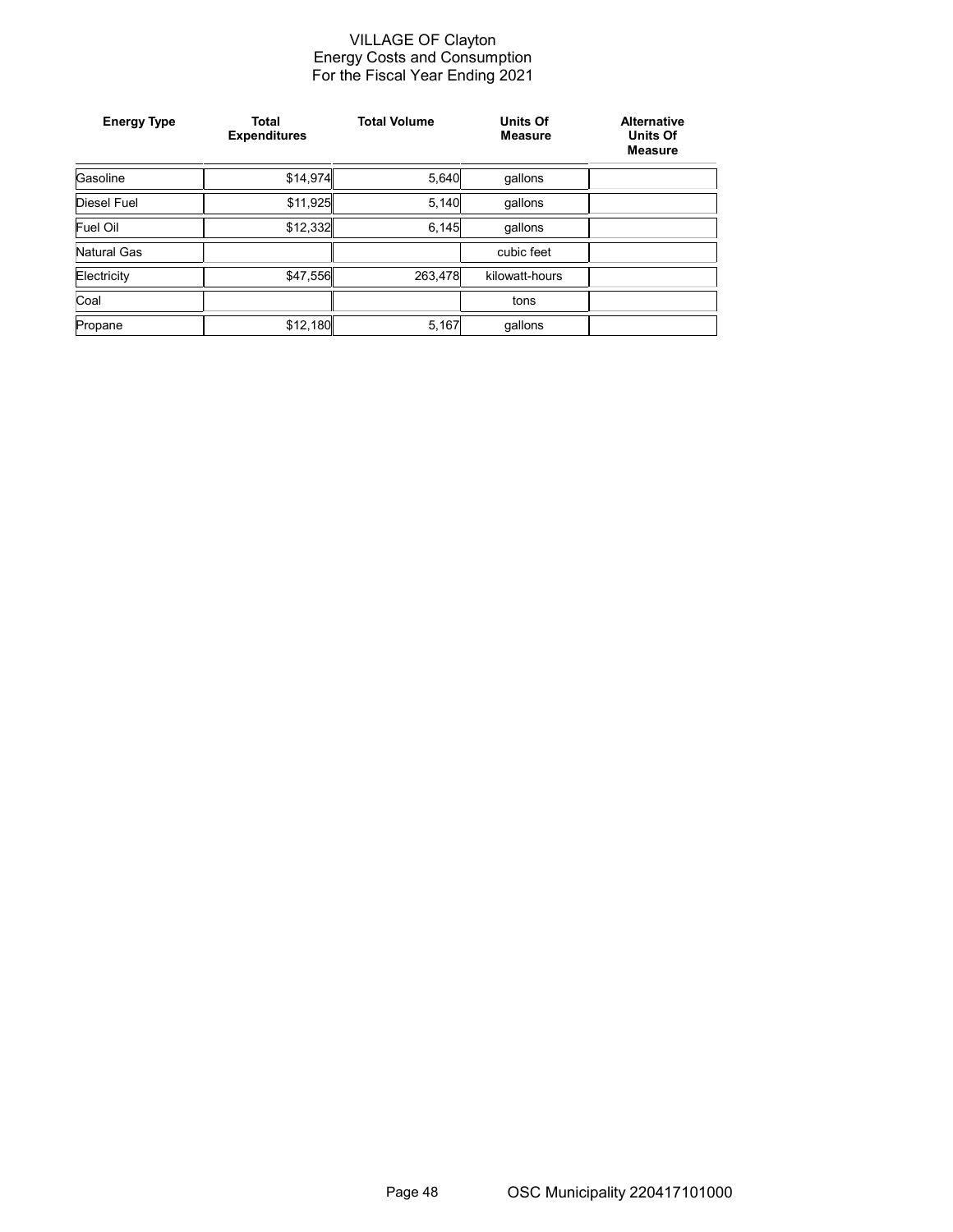# VILLAGE OF Clayton
## Energy Costs and Consumption
### For the Fiscal Year Ending 2021

| Energy Type | Total Expenditures | Total Volume | Units Of Measure | Alternative Units Of Measure |
|---|---|---|---|---|
| Gasoline | $14,974 | 5,640 | gallons | |
| Diesel Fuel | $11,925 | 5,140 | gallons | |
| Fuel Oil | $12,332 | 6,145 | gallons | |
| Natural Gas | | | cubic feet | |
| Electricity | $47,556 | 263,478 | kilowatt-hours | |
| Coal | | | tons | |
| Propane | $12,180 | 5,167 | gallons | |

OSC Municipality 220417101000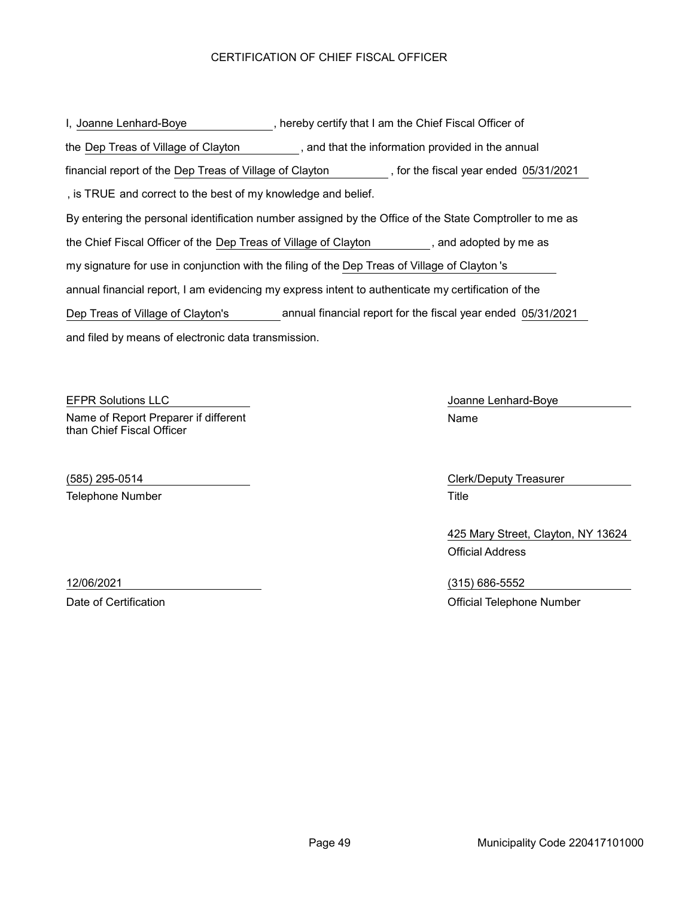# CERTIFICATION OF CHIEF FISCAL OFFICER

I, Joanne Lenhard-Boye, hereby certify that I am the Chief Fiscal Officer of the Dep Treas of Village of Clayton, and that the information provided in the annual financial report of the Dep Treas of Village of Clayton, for the fiscal year ended 05/31/2021, is TRUE and correct to the best of my knowledge and belief.

By entering the personal identification number assigned by the Office of the State Comptroller to me as the Chief Fiscal Officer of the Dep Treas of Village of Clayton, and adopted by me as my signature for use in conjunction with the filing of the Dep Treas of Village of Clayton 's annual financial report, I am evidencing my express intent to authenticate my certification of the Dep Treas of Village of Clayton's annual financial report for the fiscal year ended 05/31/2021 and filed by means of electronic data transmission.

EFPR Solutions LLC
Name of Report Preparer if different than Chief Fiscal Officer

(585) 295-0514
Telephone Number

12/06/2021
Date of Certification

Joanne Lenhard-Boye
Name

Clerk/Deputy Treasurer
Title

425 Mary Street, Clayton, NY 13624
Official Address

(315) 686-5552
Official Telephone Number

Municipality Code 220417101000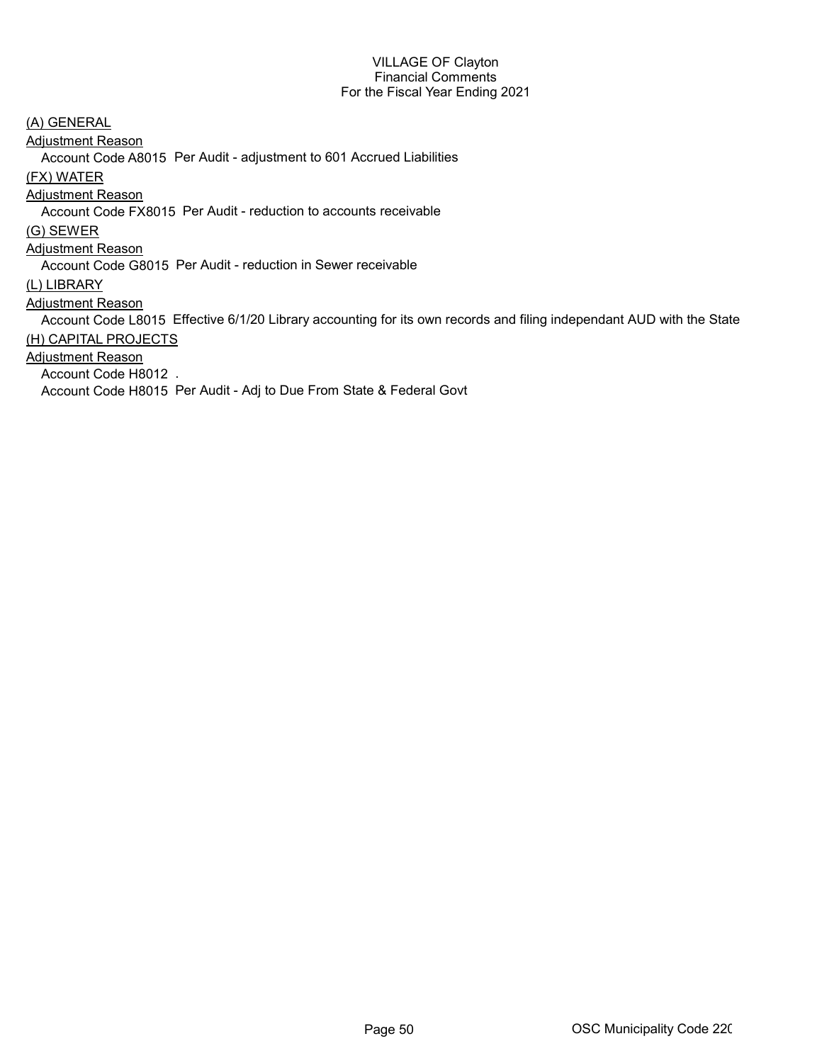VILLAGE OF Clayton
Financial Comments
For the Fiscal Year Ending 2021

(A) GENERAL

Adjustment Reason

Account Code A8015 Per Audit - adjustment to 601 Accrued Liabilities

(FX) WATER

Adjustment Reason

Account Code FX8015 Per Audit - reduction to accounts receivable

(G) SEWER

Adjustment Reason

Account Code G8015 Per Audit - reduction in Sewer receivable

(L) LIBRARY

Adjustment Reason

Account Code L8015 Effective 6/1/20 Library accounting for its own records and filing independant AUD with the State

(H) CAPITAL PROJECTS

Adjustment Reason

Account Code H8012 .

Account Code H8015 Per Audit - Adj to Due From State & Federal Govt